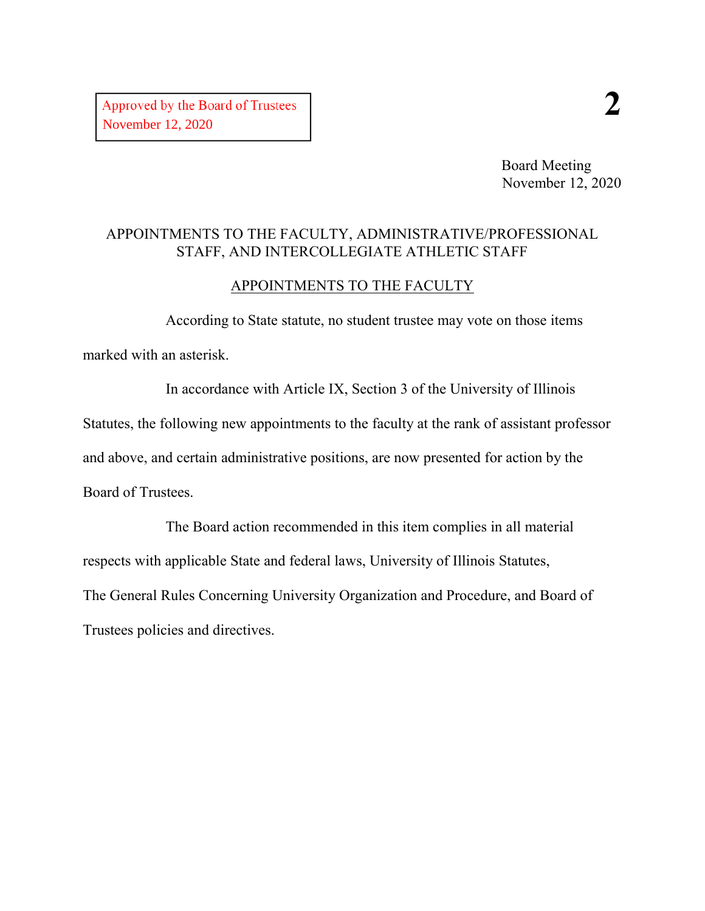Approved by the Board of Trustees
November 12, 2020

**2**

Board Meeting
November 12, 2020

# APPOINTMENTS TO THE FACULTY, ADMINISTRATIVE/PROFESSIONAL STAFF, AND INTERCOLLEGIATE ATHLETIC STAFF

## APPOINTMENTS TO THE FACULTY

According to State statute, no student trustee may vote on those items marked with an asterisk.

In accordance with Article IX, Section 3 of the University of Illinois Statutes, the following new appointments to the faculty at the rank of assistant professor and above, and certain administrative positions, are now presented for action by the Board of Trustees.

The Board action recommended in this item complies in all material respects with applicable State and federal laws, University of Illinois Statutes, The General Rules Concerning University Organization and Procedure, and Board of Trustees policies and directives.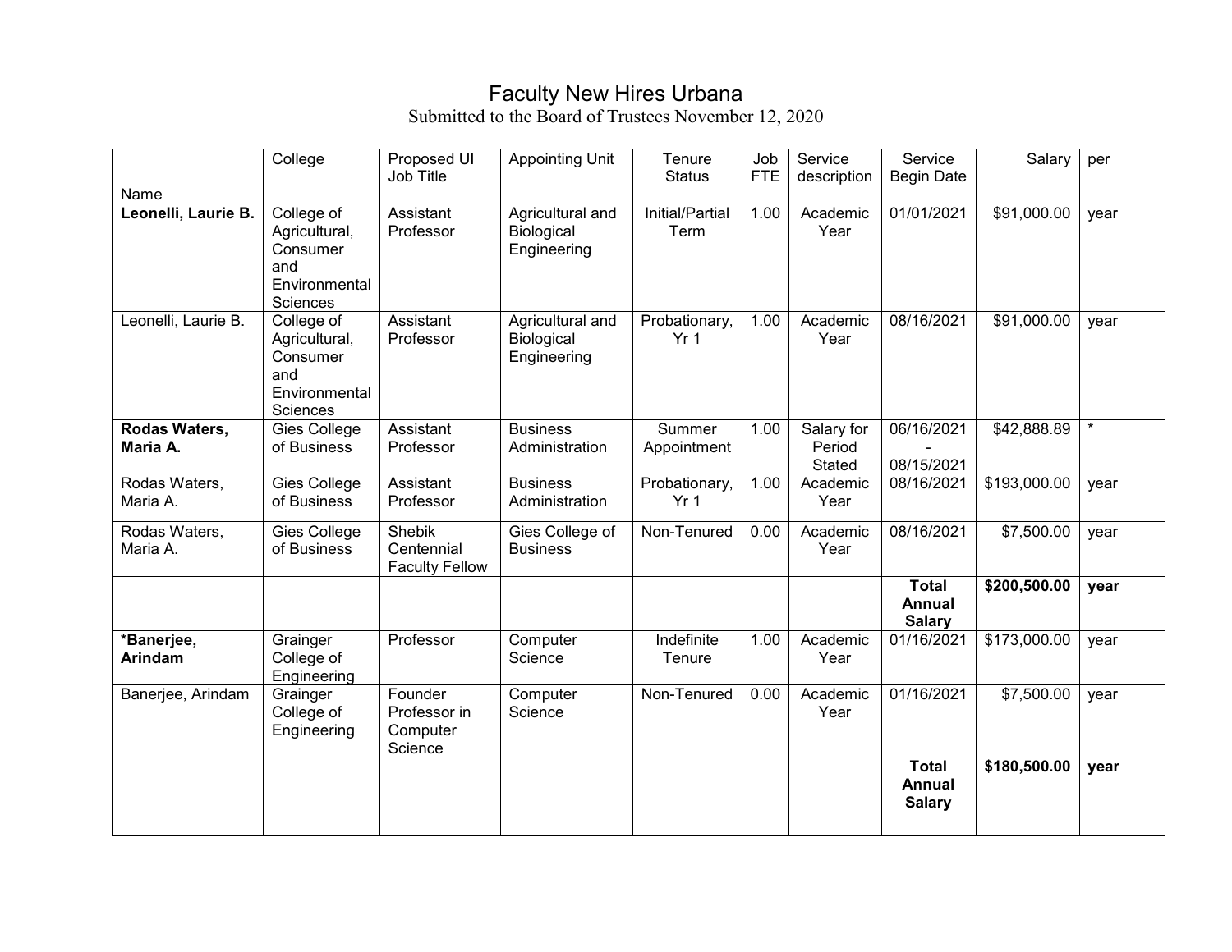# Faculty New Hires Urbana

Submitted to the Board of Trustees November 12, 2020

| Name | College | Proposed UI Job Title | Appointing Unit | Tenure Status | Job FTE | Service description | Service Begin Date | Salary | per |
|---|---|---|---|---|---|---|---|---|---|
| **Leonelli, Laurie B.** | College of Agricultural, Consumer and Environmental Sciences | Assistant Professor | Agricultural and Biological Engineering | Initial/Partial Term | 1.00 | Academic Year | 01/01/2021 | $91,000.00 | year |
| Leonelli, Laurie B. | College of Agricultural, Consumer and Environmental Sciences | Assistant Professor | Agricultural and Biological Engineering | Probationary, Yr 1 | 1.00 | Academic Year | 08/16/2021 | $91,000.00 | year |
| **Rodas Waters, Maria A.** | Gies College of Business | Assistant Professor | Business Administration | Summer Appointment | 1.00 | Salary for Period Stated | 06/16/2021 - 08/15/2021 | $42,888.89 | * |
| Rodas Waters, Maria A. | Gies College of Business | Assistant Professor | Business Administration | Probationary, Yr 1 | 1.00 | Academic Year | 08/16/2021 | $193,000.00 | year |
| Rodas Waters, Maria A. | Gies College of Business | Shebik Centennial Faculty Fellow | Gies College of Business | Non-Tenured | 0.00 | Academic Year | 08/16/2021 | $7,500.00 | year |
| | | | | | | | **Total Annual Salary** | **$200,500.00** | **year** |
| ***Banerjee, Arindam** | Grainger College of Engineering | Professor | Computer Science | Indefinite Tenure | 1.00 | Academic Year | 01/16/2021 | $173,000.00 | year |
| Banerjee, Arindam | Grainger College of Engineering | Founder Professor in Computer Science | Computer Science | Non-Tenured | 0.00 | Academic Year | 01/16/2021 | $7,500.00 | year |
| | | | | | | | **Total Annual Salary** | **$180,500.00** | **year** |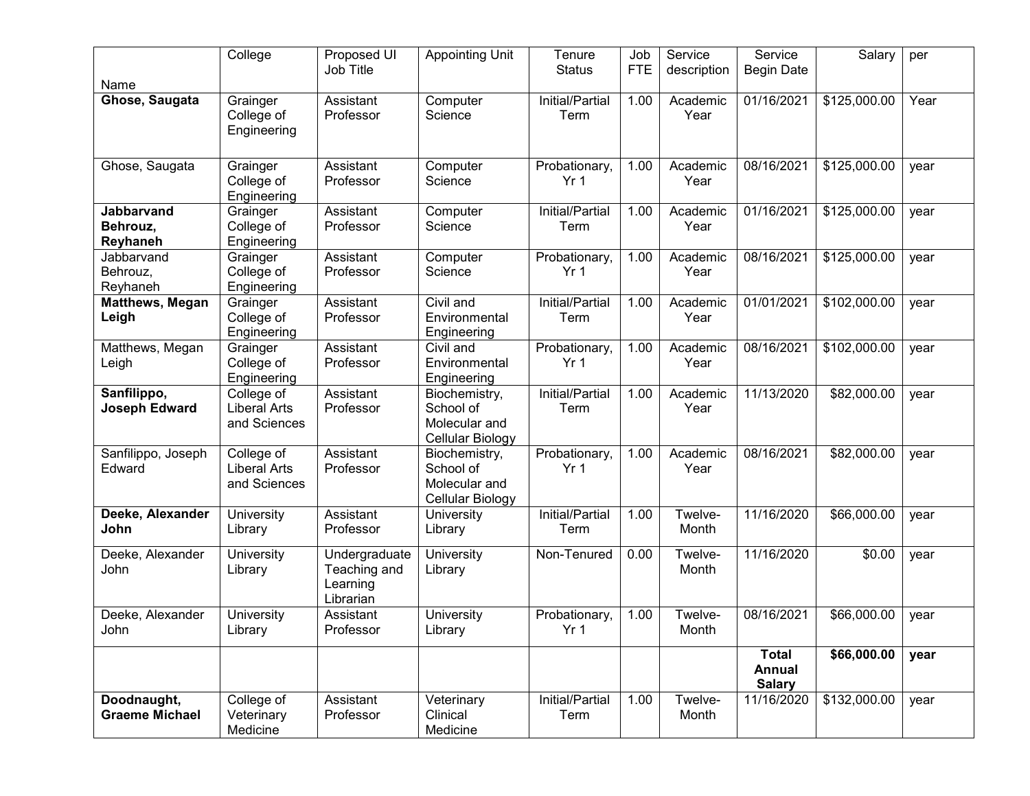| Name | College | Proposed UI Job Title | Appointing Unit | Tenure Status | Job FTE | Service description | Service Begin Date | Salary | per |
|---|---|---|---|---|---|---|---|---|---|
| **Ghose, Saugata** | Grainger College of Engineering | Assistant Professor | Computer Science | Initial/Partial Term | 1.00 | Academic Year | 01/16/2021 | $125,000.00 | Year |
| Ghose, Saugata | Grainger College of Engineering | Assistant Professor | Computer Science | Probationary, Yr 1 | 1.00 | Academic Year | 08/16/2021 | $125,000.00 | year |
| **Jabbarvand Behrouz, Reyhaneh** | Grainger College of Engineering | Assistant Professor | Computer Science | Initial/Partial Term | 1.00 | Academic Year | 01/16/2021 | $125,000.00 | year |
| Jabbarvand Behrouz, Reyhaneh | Grainger College of Engineering | Assistant Professor | Computer Science | Probationary, Yr 1 | 1.00 | Academic Year | 08/16/2021 | $125,000.00 | year |
| **Matthews, Megan Leigh** | Grainger College of Engineering | Assistant Professor | Civil and Environmental Engineering | Initial/Partial Term | 1.00 | Academic Year | 01/01/2021 | $102,000.00 | year |
| Matthews, Megan Leigh | Grainger College of Engineering | Assistant Professor | Civil and Environmental Engineering | Probationary, Yr 1 | 1.00 | Academic Year | 08/16/2021 | $102,000.00 | year |
| **Sanfilippo, Joseph Edward** | College of Liberal Arts and Sciences | Assistant Professor | Biochemistry, School of Molecular and Cellular Biology | Initial/Partial Term | 1.00 | Academic Year | 11/13/2020 | $82,000.00 | year |
| Sanfilippo, Joseph Edward | College of Liberal Arts and Sciences | Assistant Professor | Biochemistry, School of Molecular and Cellular Biology | Probationary, Yr 1 | 1.00 | Academic Year | 08/16/2021 | $82,000.00 | year |
| **Deeke, Alexander John** | University Library | Assistant Professor | University Library | Initial/Partial Term | 1.00 | Twelve-Month | 11/16/2020 | $66,000.00 | year |
| Deeke, Alexander John | University Library | Undergraduate Teaching and Learning Librarian | University Library | Non-Tenured | 0.00 | Twelve-Month | 11/16/2020 | $0.00 | year |
| Deeke, Alexander John | University Library | Assistant Professor | University Library | Probationary, Yr 1 | 1.00 | Twelve-Month | 08/16/2021 | $66,000.00 | year |
| | | | | | | | **Total Annual Salary** | **$66,000.00** | **year** |
| **Doodnaught, Graeme Michael** | College of Veterinary Medicine | Assistant Professor | Veterinary Clinical Medicine | Initial/Partial Term | 1.00 | Twelve-Month | 11/16/2020 | $132,000.00 | year |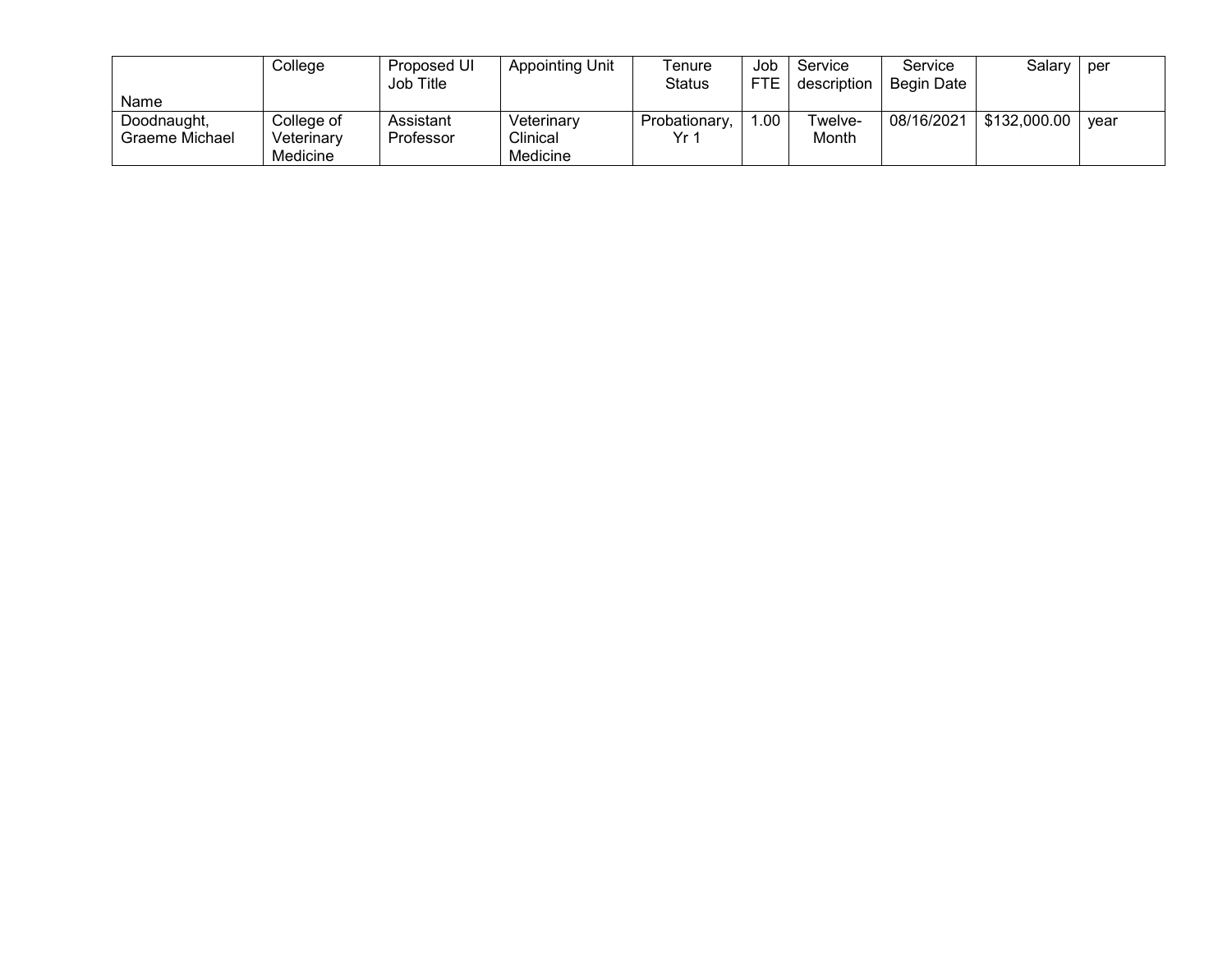| Name | College | Proposed UI Job Title | Appointing Unit | Tenure Status | Job FTE | Service description | Service Begin Date | Salary | per |
|---|---|---|---|---|---|---|---|---|---|
| Doodnaught, Graeme Michael | College of Veterinary Medicine | Assistant Professor | Veterinary Clinical Medicine | Probationary, Yr 1 | 1.00 | Twelve-Month | 08/16/2021 | $132,000.00 | year |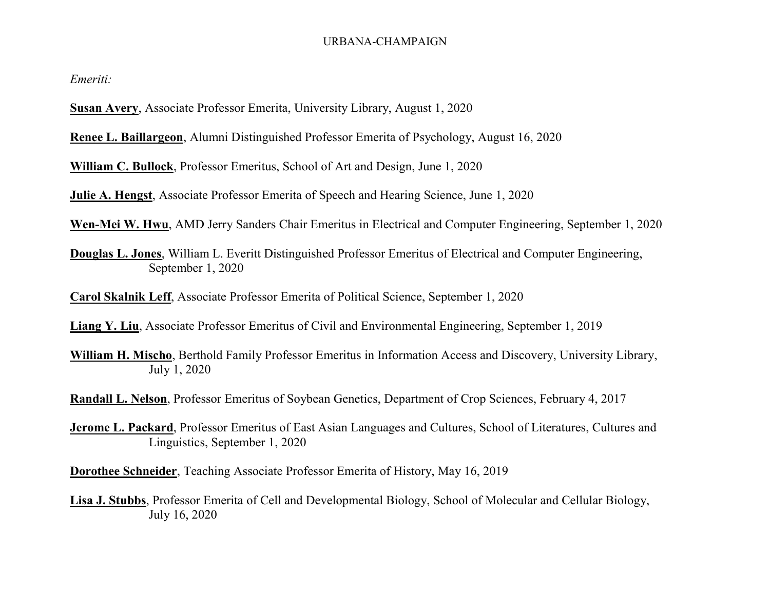URBANA-CHAMPAIGN

*Emeriti:*

**Susan Avery**, Associate Professor Emerita, University Library, August 1, 2020

**Renee L. Baillargeon**, Alumni Distinguished Professor Emerita of Psychology, August 16, 2020

**William C. Bullock**, Professor Emeritus, School of Art and Design, June 1, 2020

**Julie A. Hengst**, Associate Professor Emerita of Speech and Hearing Science, June 1, 2020

**Wen-Mei W. Hwu**, AMD Jerry Sanders Chair Emeritus in Electrical and Computer Engineering, September 1, 2020

**Douglas L. Jones**, William L. Everitt Distinguished Professor Emeritus of Electrical and Computer Engineering, September 1, 2020

**Carol Skalnik Leff**, Associate Professor Emerita of Political Science, September 1, 2020

**Liang Y. Liu**, Associate Professor Emeritus of Civil and Environmental Engineering, September 1, 2019

**William H. Mischo**, Berthold Family Professor Emeritus in Information Access and Discovery, University Library, July 1, 2020

**Randall L. Nelson**, Professor Emeritus of Soybean Genetics, Department of Crop Sciences, February 4, 2017

**Jerome L. Packard**, Professor Emeritus of East Asian Languages and Cultures, School of Literatures, Cultures and Linguistics, September 1, 2020

**Dorothee Schneider**, Teaching Associate Professor Emerita of History, May 16, 2019

**Lisa J. Stubbs**, Professor Emerita of Cell and Developmental Biology, School of Molecular and Cellular Biology, July 16, 2020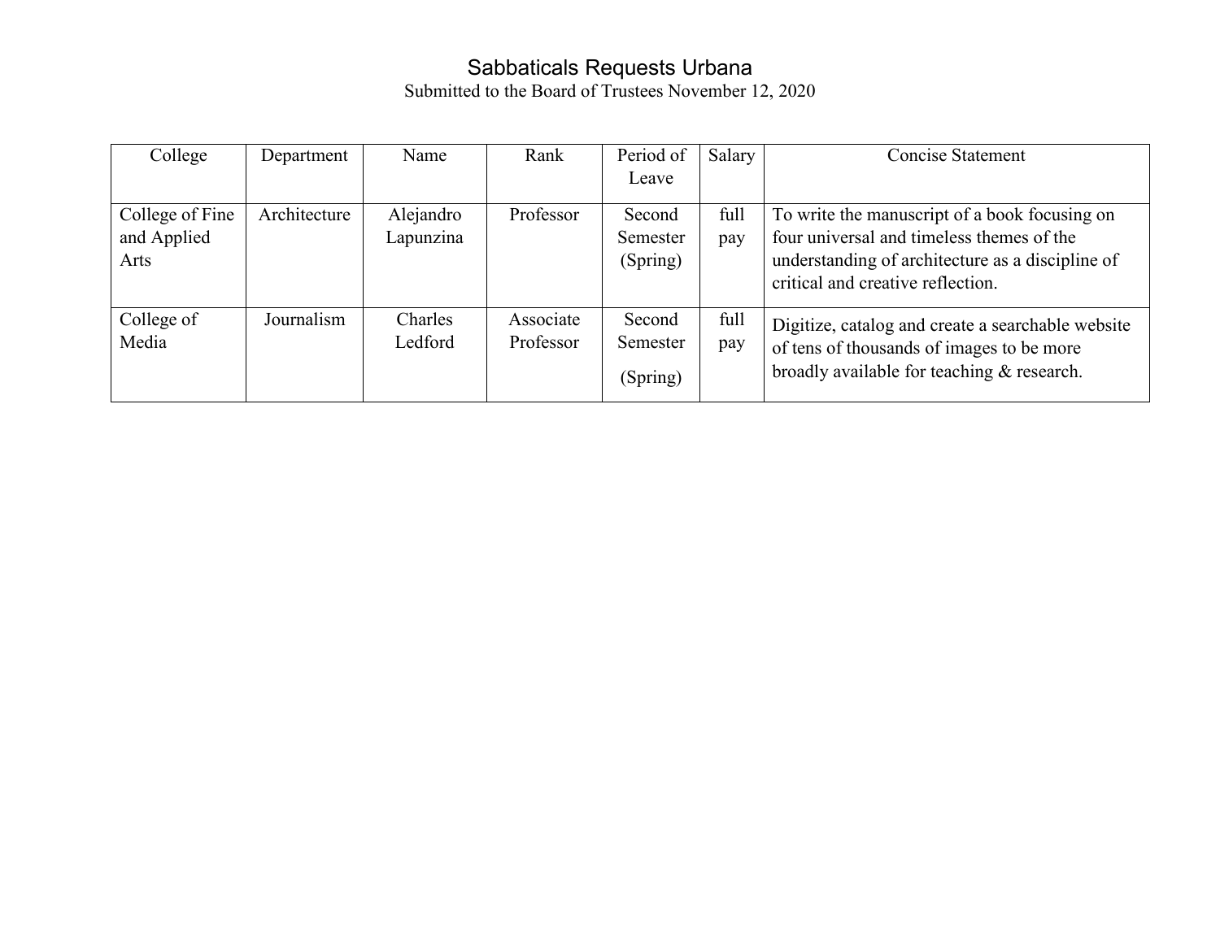# Sabbaticals Requests Urbana

Submitted to the Board of Trustees November 12, 2020

| College | Department | Name | Rank | Period of Leave | Salary | Concise Statement |
|---|---|---|---|---|---|---|
| College of Fine and Applied Arts | Architecture | Alejandro Lapunzina | Professor | Second Semester (Spring) | full pay | To write the manuscript of a book focusing on four universal and timeless themes of the understanding of architecture as a discipline of critical and creative reflection. |
| College of Media | Journalism | Charles Ledford | Associate Professor | Second Semester (Spring) | full pay | Digitize, catalog and create a searchable website of tens of thousands of images to be more broadly available for teaching & research. |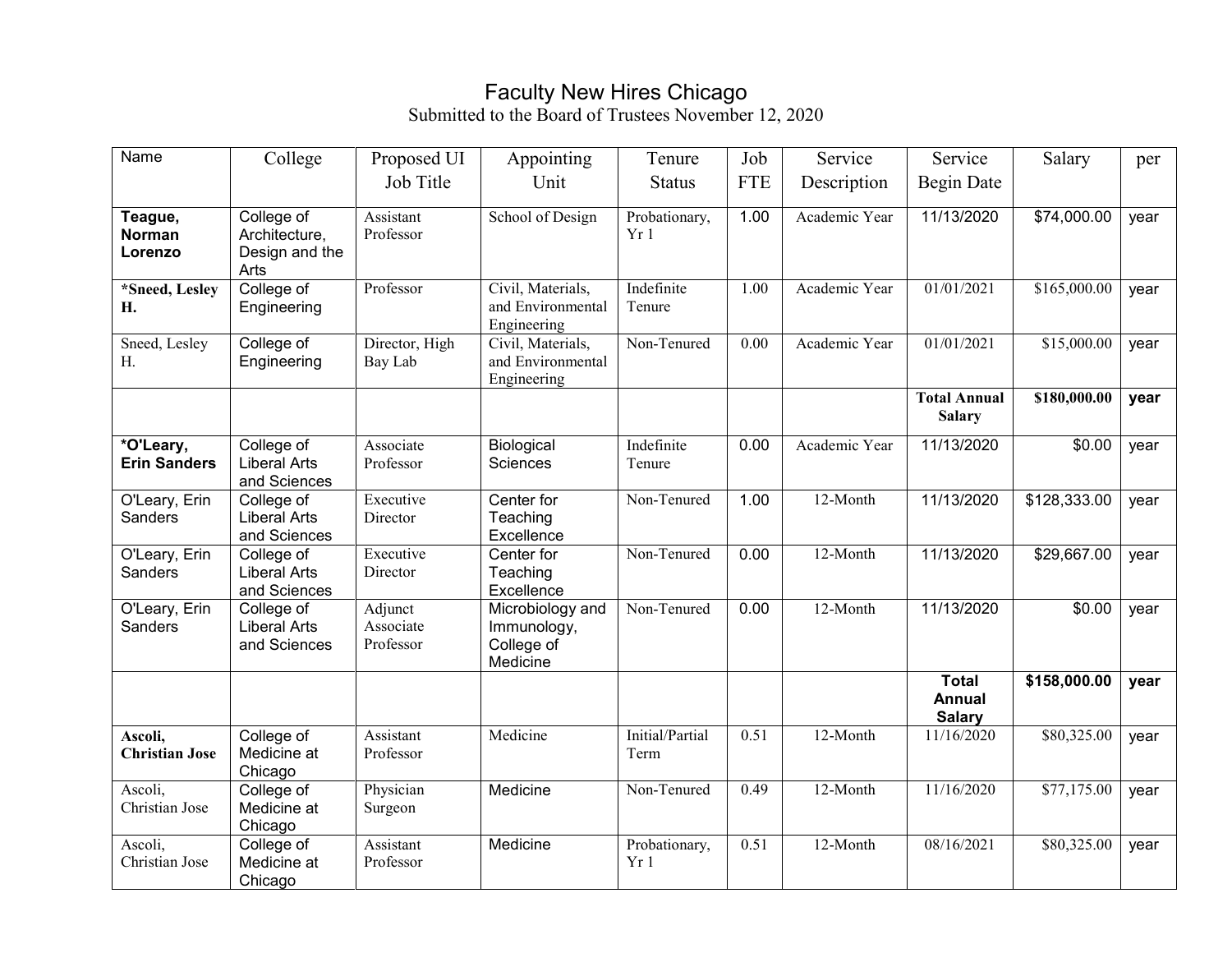# Faculty New Hires Chicago

Submitted to the Board of Trustees November 12, 2020

| Name | College | Proposed UI Job Title | Appointing Unit | Tenure Status | Job FTE | Service Description | Service Begin Date | Salary | per |
|---|---|---|---|---|---|---|---|---|---|
| **Teague, Norman Lorenzo** | College of Architecture, Design and the Arts | Assistant Professor | School of Design | Probationary, Yr 1 | 1.00 | Academic Year | 11/13/2020 | $74,000.00 | year |
| ***Sneed, Lesley H.** | College of Engineering | Professor | Civil, Materials, and Environmental Engineering | Indefinite Tenure | 1.00 | Academic Year | 01/01/2021 | $165,000.00 | year |
| Sneed, Lesley H. | College of Engineering | Director, High Bay Lab | Civil, Materials, and Environmental Engineering | Non-Tenured | 0.00 | Academic Year | 01/01/2021 | $15,000.00 | year |
| | | | | | | | **Total Annual Salary** | **$180,000.00** | **year** |
| ***O'Leary, Erin Sanders** | College of Liberal Arts and Sciences | Associate Professor | Biological Sciences | Indefinite Tenure | 0.00 | Academic Year | 11/13/2020 | $0.00 | year |
| O'Leary, Erin Sanders | College of Liberal Arts and Sciences | Executive Director | Center for Teaching Excellence | Non-Tenured | 1.00 | 12-Month | 11/13/2020 | $128,333.00 | year |
| O'Leary, Erin Sanders | College of Liberal Arts and Sciences | Executive Director | Center for Teaching Excellence | Non-Tenured | 0.00 | 12-Month | 11/13/2020 | $29,667.00 | year |
| O'Leary, Erin Sanders | College of Liberal Arts and Sciences | Adjunct Associate Professor | Microbiology and Immunology, College of Medicine | Non-Tenured | 0.00 | 12-Month | 11/13/2020 | $0.00 | year |
| | | | | | | | **Total Annual Salary** | **$158,000.00** | **year** |
| **Ascoli, Christian Jose** | College of Medicine at Chicago | Assistant Professor | Medicine | Initial/Partial Term | 0.51 | 12-Month | 11/16/2020 | $80,325.00 | year |
| Ascoli, Christian Jose | College of Medicine at Chicago | Physician Surgeon | Medicine | Non-Tenured | 0.49 | 12-Month | 11/16/2020 | $77,175.00 | year |
| Ascoli, Christian Jose | College of Medicine at Chicago | Assistant Professor | Medicine | Probationary, Yr 1 | 0.51 | 12-Month | 08/16/2021 | $80,325.00 | year |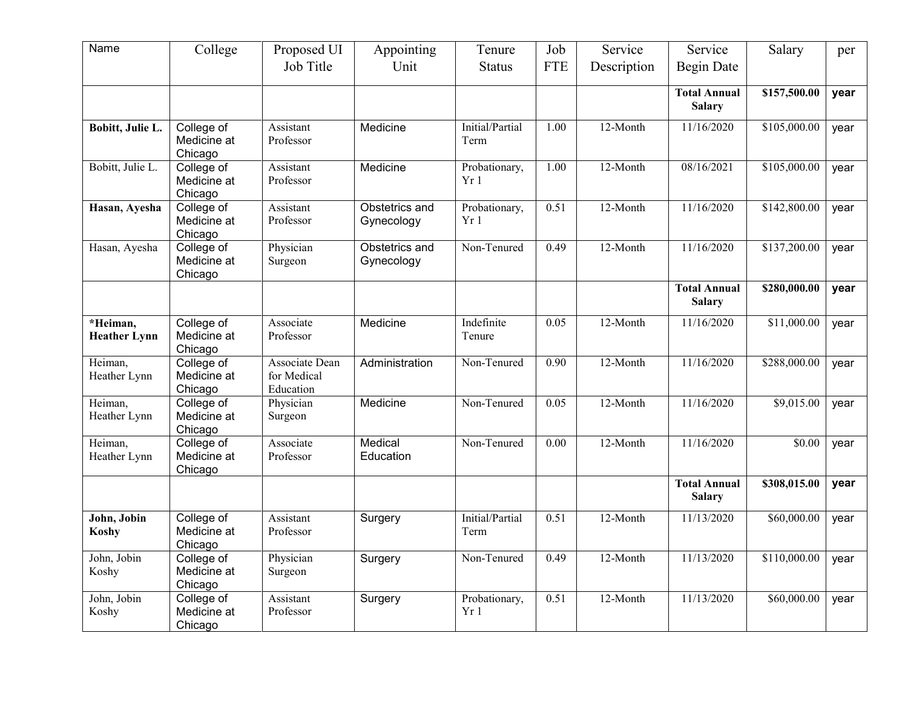| Name | College | Proposed UI Job Title | Appointing Unit | Tenure Status | Job FTE | Service Description | Service Begin Date | Salary | per |
|---|---|---|---|---|---|---|---|---|---|
| | | | | | | | **Total Annual Salary** | **$157,500.00** | **year** |
| **Bobitt, Julie L.** | College of Medicine at Chicago | Assistant Professor | Medicine | Initial/Partial Term | 1.00 | 12-Month | 11/16/2020 | $105,000.00 | year |
| Bobitt, Julie L. | College of Medicine at Chicago | Assistant Professor | Medicine | Probationary, Yr 1 | 1.00 | 12-Month | 08/16/2021 | $105,000.00 | year |
| **Hasan, Ayesha** | College of Medicine at Chicago | Assistant Professor | Obstetrics and Gynecology | Probationary, Yr 1 | 0.51 | 12-Month | 11/16/2020 | $142,800.00 | year |
| Hasan, Ayesha | College of Medicine at Chicago | Physician Surgeon | Obstetrics and Gynecology | Non-Tenured | 0.49 | 12-Month | 11/16/2020 | $137,200.00 | year |
| | | | | | | | **Total Annual Salary** | **$280,000.00** | **year** |
| ***Heiman, Heather Lynn** | College of Medicine at Chicago | Associate Professor | Medicine | Indefinite Tenure | 0.05 | 12-Month | 11/16/2020 | $11,000.00 | year |
| Heiman, Heather Lynn | College of Medicine at Chicago | Associate Dean for Medical Education | Administration | Non-Tenured | 0.90 | 12-Month | 11/16/2020 | $288,000.00 | year |
| Heiman, Heather Lynn | College of Medicine at Chicago | Physician Surgeon | Medicine | Non-Tenured | 0.05 | 12-Month | 11/16/2020 | $9,015.00 | year |
| Heiman, Heather Lynn | College of Medicine at Chicago | Associate Professor | Medical Education | Non-Tenured | 0.00 | 12-Month | 11/16/2020 | $0.00 | year |
| | | | | | | | **Total Annual Salary** | **$308,015.00** | **year** |
| **John, Jobin Koshy** | College of Medicine at Chicago | Assistant Professor | Surgery | Initial/Partial Term | 0.51 | 12-Month | 11/13/2020 | $60,000.00 | year |
| John, Jobin Koshy | College of Medicine at Chicago | Physician Surgeon | Surgery | Non-Tenured | 0.49 | 12-Month | 11/13/2020 | $110,000.00 | year |
| John, Jobin Koshy | College of Medicine at Chicago | Assistant Professor | Surgery | Probationary, Yr 1 | 0.51 | 12-Month | 11/13/2020 | $60,000.00 | year |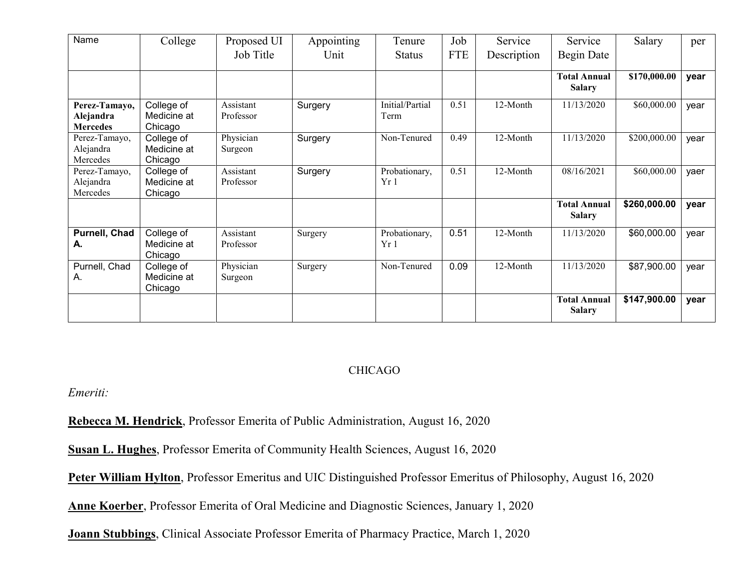| Name | College | Proposed UI Job Title | Appointing Unit | Tenure Status | Job FTE | Service Description | Service Begin Date | Salary | per |
|---|---|---|---|---|---|---|---|---|---|
| | | | | | | | **Total Annual Salary** | **$170,000.00** | **year** |
| **Perez-Tamayo, Alejandra Mercedes** | College of Medicine at Chicago | Assistant Professor | Surgery | Initial/Partial Term | 0.51 | 12-Month | 11/13/2020 | $60,000.00 | year |
| Perez-Tamayo, Alejandra Mercedes | College of Medicine at Chicago | Physician Surgeon | Surgery | Non-Tenured | 0.49 | 12-Month | 11/13/2020 | $200,000.00 | year |
| Perez-Tamayo, Alejandra Mercedes | College of Medicine at Chicago | Assistant Professor | Surgery | Probationary, Yr 1 | 0.51 | 12-Month | 08/16/2021 | $60,000.00 | yaer |
| | | | | | | | **Total Annual Salary** | **$260,000.00** | **year** |
| **Purnell, Chad A.** | College of Medicine at Chicago | Assistant Professor | Surgery | Probationary, Yr 1 | 0.51 | 12-Month | 11/13/2020 | $60,000.00 | year |
| Purnell, Chad A. | College of Medicine at Chicago | Physician Surgeon | Surgery | Non-Tenured | 0.09 | 12-Month | 11/13/2020 | $87,900.00 | year |
| | | | | | | | **Total Annual Salary** | **$147,900.00** | **year** |

CHICAGO

*Emeriti:*

**Rebecca M. Hendrick**, Professor Emerita of Public Administration, August 16, 2020

**Susan L. Hughes**, Professor Emerita of Community Health Sciences, August 16, 2020

**Peter William Hylton**, Professor Emeritus and UIC Distinguished Professor Emeritus of Philosophy, August 16, 2020

**Anne Koerber**, Professor Emerita of Oral Medicine and Diagnostic Sciences, January 1, 2020

**Joann Stubbings**, Clinical Associate Professor Emerita of Pharmacy Practice, March 1, 2020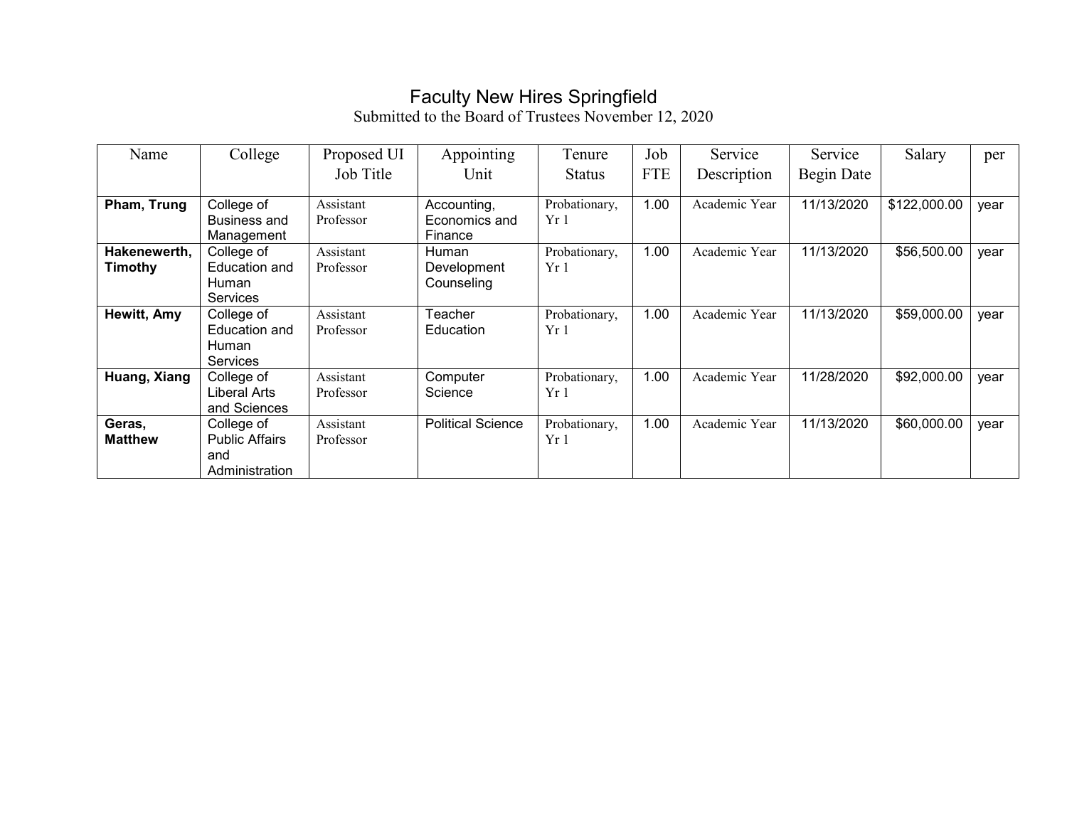# Faculty New Hires Springfield

Submitted to the Board of Trustees November 12, 2020

| Name | College | Proposed UI Job Title | Appointing Unit | Tenure Status | Job FTE | Service Description | Service Begin Date | Salary | per |
|---|---|---|---|---|---|---|---|---|---|
| **Pham, Trung** | College of Business and Management | Assistant Professor | Accounting, Economics and Finance | Probationary, Yr 1 | 1.00 | Academic Year | 11/13/2020 | $122,000.00 | year |
| **Hakenewerth, Timothy** | College of Education and Human Services | Assistant Professor | Human Development Counseling | Probationary, Yr 1 | 1.00 | Academic Year | 11/13/2020 | $56,500.00 | year |
| **Hewitt, Amy** | College of Education and Human Services | Assistant Professor | Teacher Education | Probationary, Yr 1 | 1.00 | Academic Year | 11/13/2020 | $59,000.00 | year |
| **Huang, Xiang** | College of Liberal Arts and Sciences | Assistant Professor | Computer Science | Probationary, Yr 1 | 1.00 | Academic Year | 11/28/2020 | $92,000.00 | year |
| **Geras, Matthew** | College of Public Affairs and Administration | Assistant Professor | Political Science | Probationary, Yr 1 | 1.00 | Academic Year | 11/13/2020 | $60,000.00 | year |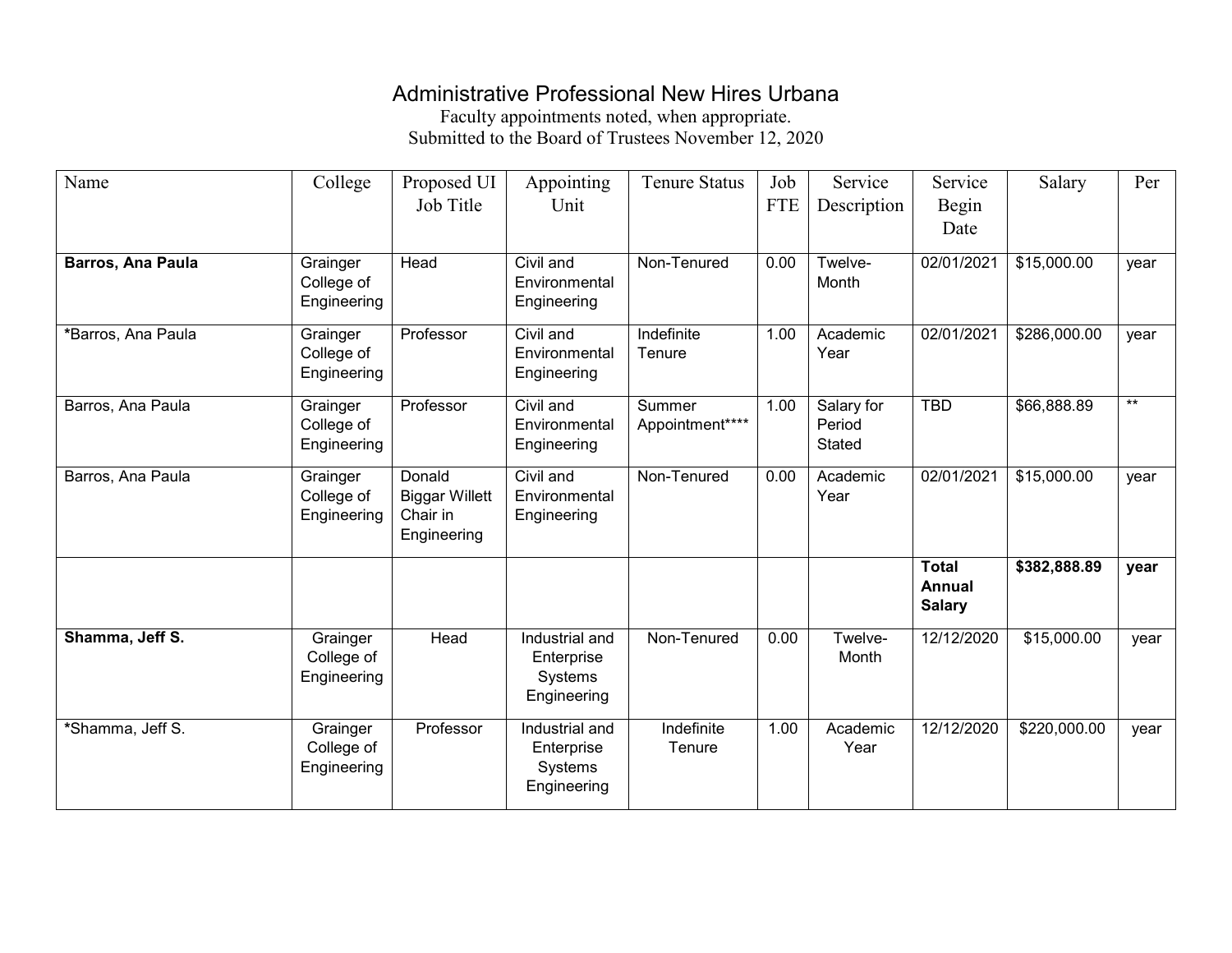# Administrative Professional New Hires Urbana

Faculty appointments noted, when appropriate.
Submitted to the Board of Trustees November 12, 2020

| Name | College | Proposed UI Job Title | Appointing Unit | Tenure Status | Job FTE | Service Description | Service Begin Date | Salary | Per |
|---|---|---|---|---|---|---|---|---|---|
| **Barros, Ana Paula** | Grainger College of Engineering | Head | Civil and Environmental Engineering | Non-Tenured | 0.00 | Twelve-Month | 02/01/2021 | $15,000.00 | year |
| *Barros, Ana Paula | Grainger College of Engineering | Professor | Civil and Environmental Engineering | Indefinite Tenure | 1.00 | Academic Year | 02/01/2021 | $286,000.00 | year |
| Barros, Ana Paula | Grainger College of Engineering | Professor | Civil and Environmental Engineering | Summer Appointment**** | 1.00 | Salary for Period Stated | TBD | $66,888.89 | ** |
| Barros, Ana Paula | Grainger College of Engineering | Donald Biggar Willett Chair in Engineering | Civil and Environmental Engineering | Non-Tenured | 0.00 | Academic Year | 02/01/2021 | $15,000.00 | year |
| | | | | | | | **Total Annual Salary** | **$382,888.89** | **year** |
| **Shamma, Jeff S.** | Grainger College of Engineering | Head | Industrial and Enterprise Systems Engineering | Non-Tenured | 0.00 | Twelve-Month | 12/12/2020 | $15,000.00 | year |
| *Shamma, Jeff S. | Grainger College of Engineering | Professor | Industrial and Enterprise Systems Engineering | Indefinite Tenure | 1.00 | Academic Year | 12/12/2020 | $220,000.00 | year |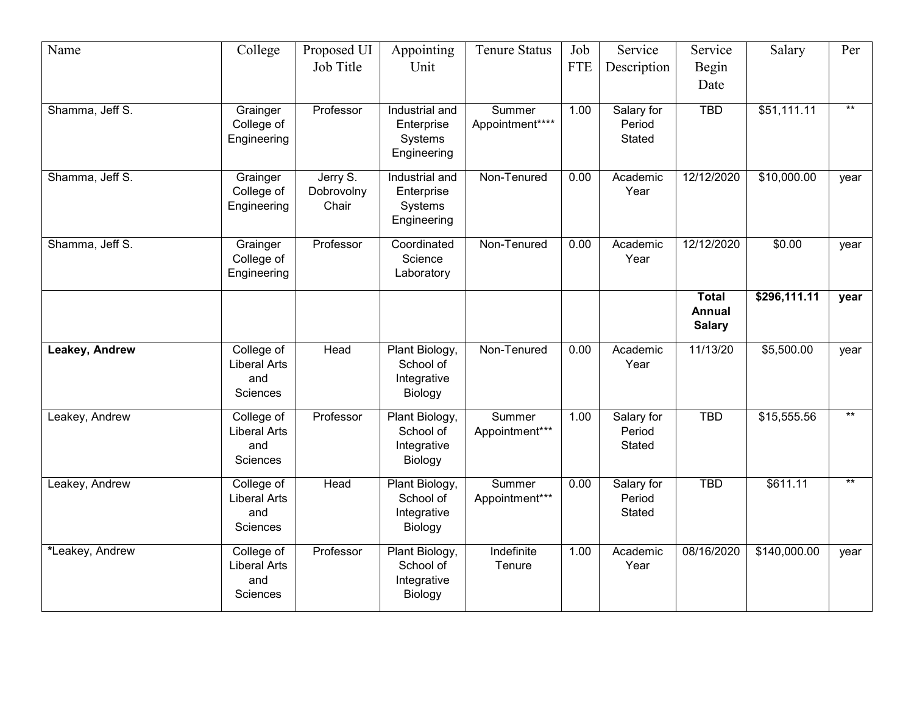| Name | College | Proposed UI Job Title | Appointing Unit | Tenure Status | Job FTE | Service Description | Service Begin Date | Salary | Per |
|---|---|---|---|---|---|---|---|---|---|
| Shamma, Jeff S. | Grainger College of Engineering | Professor | Industrial and Enterprise Systems Engineering | Summer Appointment**** | 1.00 | Salary for Period Stated | TBD | $51,111.11 | ** |
| Shamma, Jeff S. | Grainger College of Engineering | Jerry S. Dobrovolny Chair | Industrial and Enterprise Systems Engineering | Non-Tenured | 0.00 | Academic Year | 12/12/2020 | $10,000.00 | year |
| Shamma, Jeff S. | Grainger College of Engineering | Professor | Coordinated Science Laboratory | Non-Tenured | 0.00 | Academic Year | 12/12/2020 | $0.00 | year |
| | | | | | | | **Total Annual Salary** | **$296,111.11** | **year** |
| **Leakey, Andrew** | College of Liberal Arts and Sciences | Head | Plant Biology, School of Integrative Biology | Non-Tenured | 0.00 | Academic Year | 11/13/20 | $5,500.00 | year |
| Leakey, Andrew | College of Liberal Arts and Sciences | Professor | Plant Biology, School of Integrative Biology | Summer Appointment*** | 1.00 | Salary for Period Stated | TBD | $15,555.56 | ** |
| Leakey, Andrew | College of Liberal Arts and Sciences | Head | Plant Biology, School of Integrative Biology | Summer Appointment*** | 0.00 | Salary for Period Stated | TBD | $611.11 | ** |
| *Leakey, Andrew | College of Liberal Arts and Sciences | Professor | Plant Biology, School of Integrative Biology | Indefinite Tenure | 1.00 | Academic Year | 08/16/2020 | $140,000.00 | year |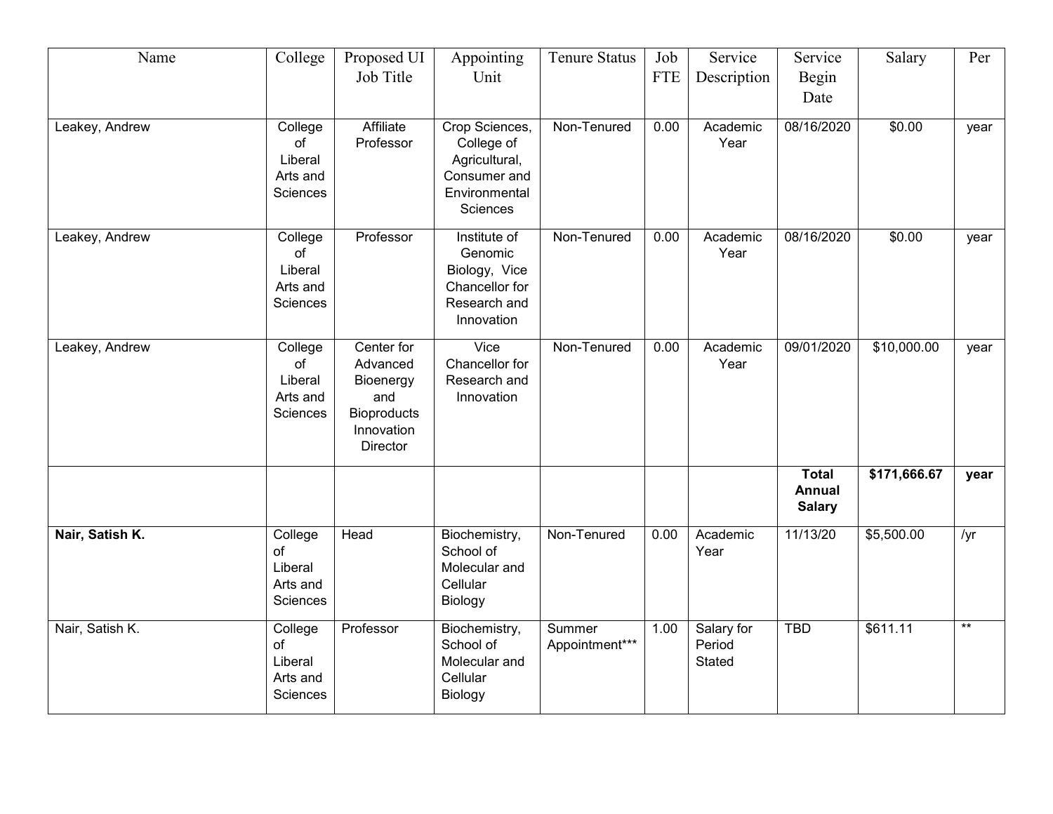| Name | College | Proposed UI Job Title | Appointing Unit | Tenure Status | Job FTE | Service Description | Service Begin Date | Salary | Per |
|---|---|---|---|---|---|---|---|---|---|
| Leakey, Andrew | College of Liberal Arts and Sciences | Affiliate Professor | Crop Sciences, College of Agricultural, Consumer and Environmental Sciences | Non-Tenured | 0.00 | Academic Year | 08/16/2020 | $0.00 | year |
| Leakey, Andrew | College of Liberal Arts and Sciences | Professor | Institute of Genomic Biology, Vice Chancellor for Research and Innovation | Non-Tenured | 0.00 | Academic Year | 08/16/2020 | $0.00 | year |
| Leakey, Andrew | College of Liberal Arts and Sciences | Center for Advanced Bioenergy and Bioproducts Innovation Director | Vice Chancellor for Research and Innovation | Non-Tenured | 0.00 | Academic Year | 09/01/2020 | $10,000.00 | year |
| | | | | | | | **Total Annual Salary** | **$171,666.67** | **year** |
| **Nair, Satish K.** | College of Liberal Arts and Sciences | Head | Biochemistry, School of Molecular and Cellular Biology | Non-Tenured | 0.00 | Academic Year | 11/13/20 | $5,500.00 | /yr |
| Nair, Satish K. | College of Liberal Arts and Sciences | Professor | Biochemistry, School of Molecular and Cellular Biology | Summer Appointment*** | 1.00 | Salary for Period Stated | TBD | $611.11 | ** |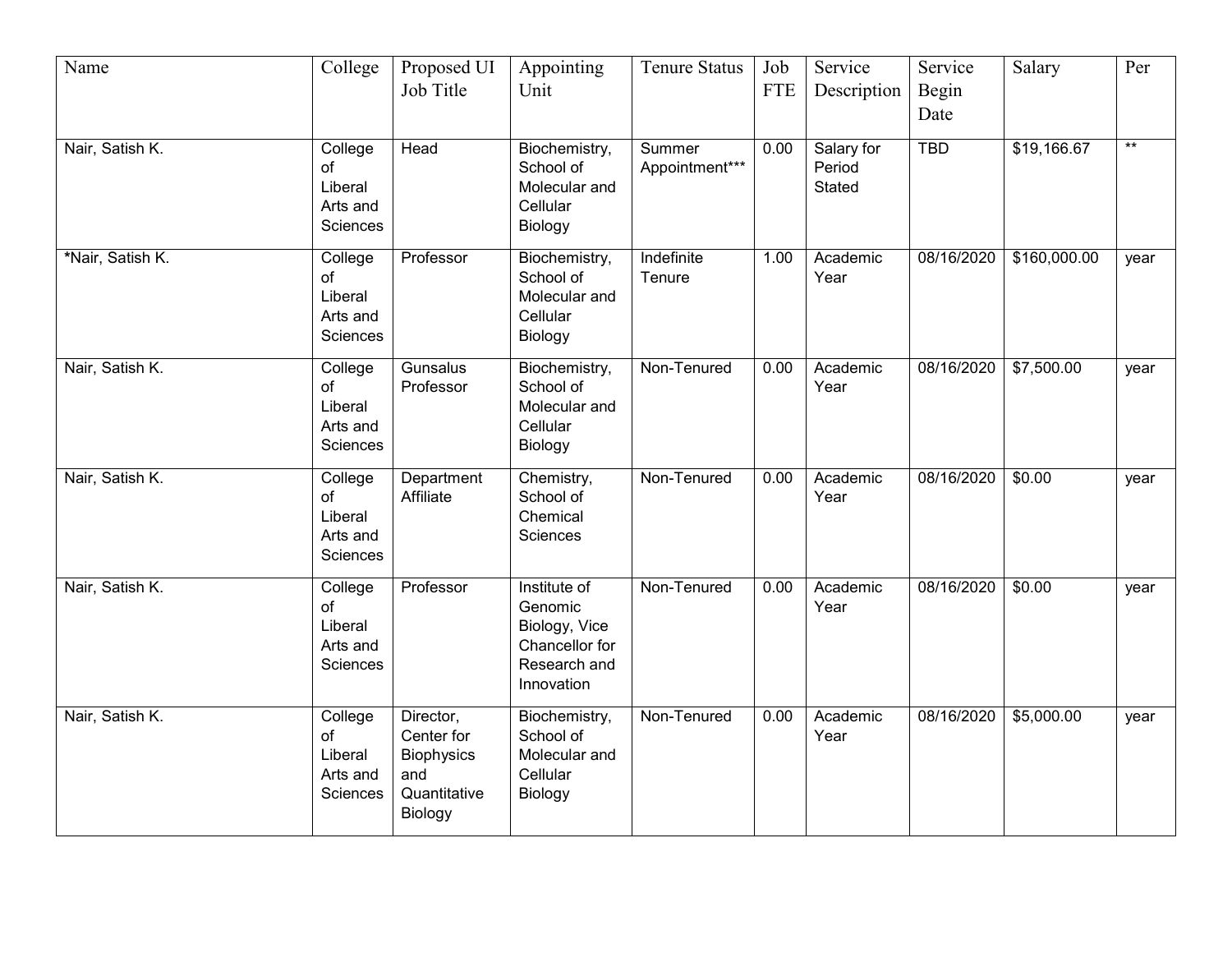| Name | College | Proposed UI Job Title | Appointing Unit | Tenure Status | Job FTE | Service Description | Service Begin Date | Salary | Per |
|---|---|---|---|---|---|---|---|---|---|
| Nair, Satish K. | College of Liberal Arts and Sciences | Head | Biochemistry, School of Molecular and Cellular Biology | Summer Appointment*** | 0.00 | Salary for Period Stated | TBD | $19,166.67 | ** |
| *Nair, Satish K. | College of Liberal Arts and Sciences | Professor | Biochemistry, School of Molecular and Cellular Biology | Indefinite Tenure | 1.00 | Academic Year | 08/16/2020 | $160,000.00 | year |
| Nair, Satish K. | College of Liberal Arts and Sciences | Gunsalus Professor | Biochemistry, School of Molecular and Cellular Biology | Non-Tenured | 0.00 | Academic Year | 08/16/2020 | $7,500.00 | year |
| Nair, Satish K. | College of Liberal Arts and Sciences | Department Affiliate | Chemistry, School of Chemical Sciences | Non-Tenured | 0.00 | Academic Year | 08/16/2020 | $0.00 | year |
| Nair, Satish K. | College of Liberal Arts and Sciences | Professor | Institute of Genomic Biology, Vice Chancellor for Research and Innovation | Non-Tenured | 0.00 | Academic Year | 08/16/2020 | $0.00 | year |
| Nair, Satish K. | College of Liberal Arts and Sciences | Director, Center for Biophysics and Quantitative Biology | Biochemistry, School of Molecular and Cellular Biology | Non-Tenured | 0.00 | Academic Year | 08/16/2020 | $5,000.00 | year |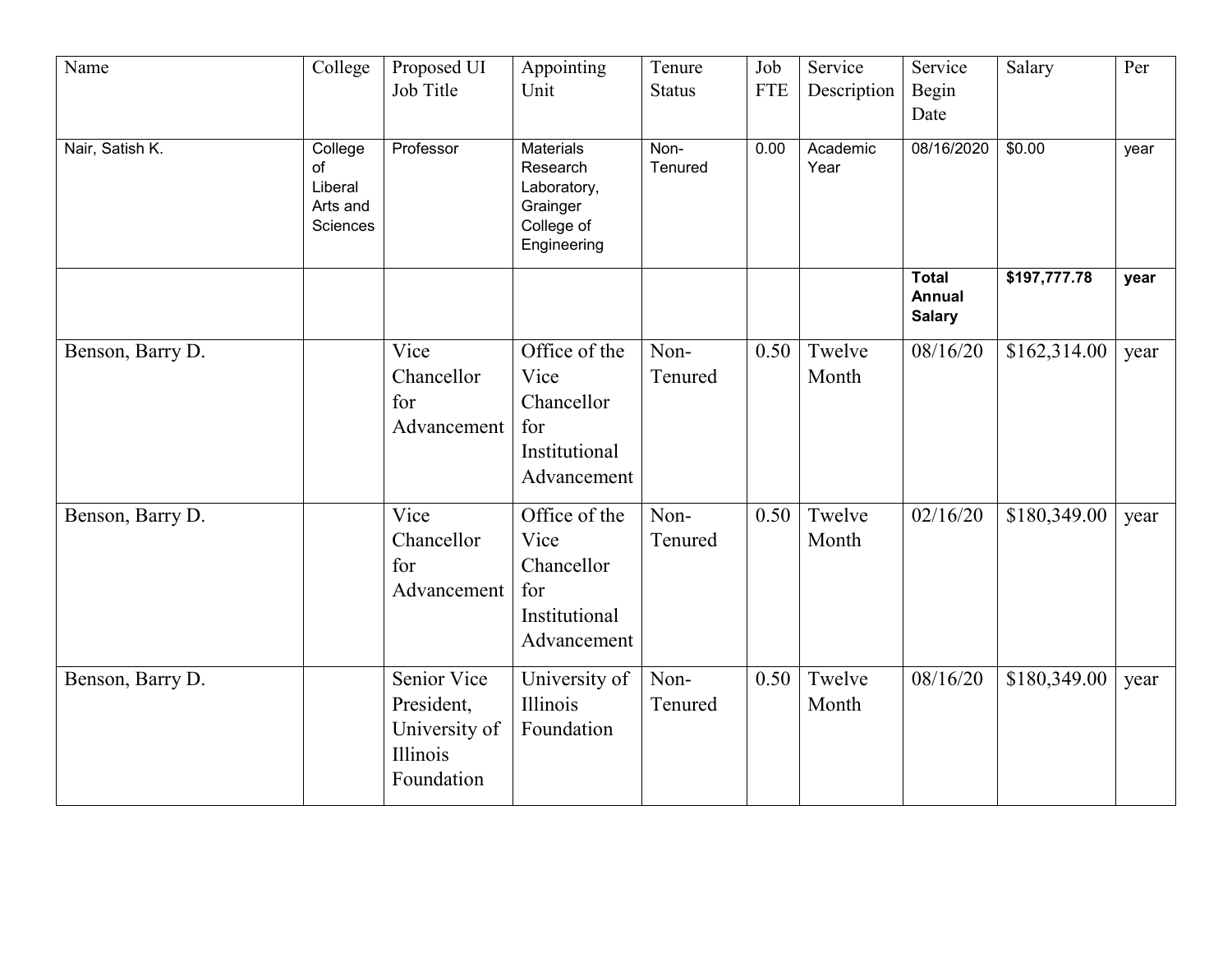| Name | College | Proposed UI Job Title | Appointing Unit | Tenure Status | Job FTE | Service Description | Service Begin Date | Salary | Per |
|---|---|---|---|---|---|---|---|---|---|
| Nair, Satish K. | College of Liberal Arts and Sciences | Professor | Materials Research Laboratory, Grainger College of Engineering | Non-Tenured | 0.00 | Academic Year | 08/16/2020 | $0.00 | year |
| | | | | | | | **Total Annual Salary** | **$197,777.78** | **year** |
| Benson, Barry D. | | Vice Chancellor for Advancement | Office of the Vice Chancellor for Institutional Advancement | Non-Tenured | 0.50 | Twelve Month | 08/16/20 | $162,314.00 | year |
| Benson, Barry D. | | Vice Chancellor for Advancement | Office of the Vice Chancellor for Institutional Advancement | Non-Tenured | 0.50 | Twelve Month | 02/16/20 | $180,349.00 | year |
| Benson, Barry D. | | Senior Vice President, University of Illinois Foundation | University of Illinois Foundation | Non-Tenured | 0.50 | Twelve Month | 08/16/20 | $180,349.00 | year |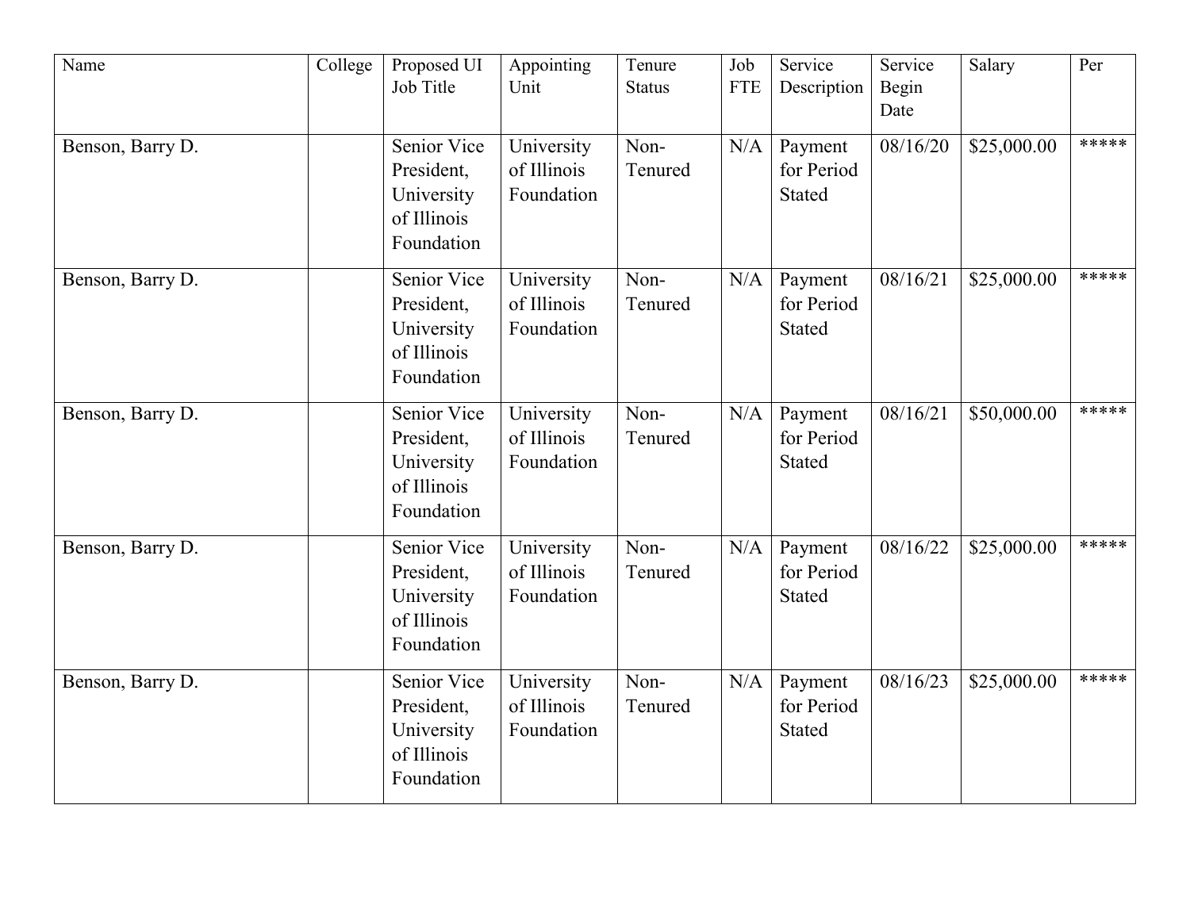| Name | College | Proposed UI Job Title | Appointing Unit | Tenure Status | Job FTE | Service Description | Service Begin Date | Salary | Per |
|---|---|---|---|---|---|---|---|---|---|
| Benson, Barry D. | | Senior Vice President, University of Illinois Foundation | University of Illinois Foundation | Non-Tenured | N/A | Payment for Period Stated | 08/16/20 | $25,000.00 | ***** |
| Benson, Barry D. | | Senior Vice President, University of Illinois Foundation | University of Illinois Foundation | Non-Tenured | N/A | Payment for Period Stated | 08/16/21 | $25,000.00 | ***** |
| Benson, Barry D. | | Senior Vice President, University of Illinois Foundation | University of Illinois Foundation | Non-Tenured | N/A | Payment for Period Stated | 08/16/21 | $50,000.00 | ***** |
| Benson, Barry D. | | Senior Vice President, University of Illinois Foundation | University of Illinois Foundation | Non-Tenured | N/A | Payment for Period Stated | 08/16/22 | $25,000.00 | ***** |
| Benson, Barry D. | | Senior Vice President, University of Illinois Foundation | University of Illinois Foundation | Non-Tenured | N/A | Payment for Period Stated | 08/16/23 | $25,000.00 | ***** |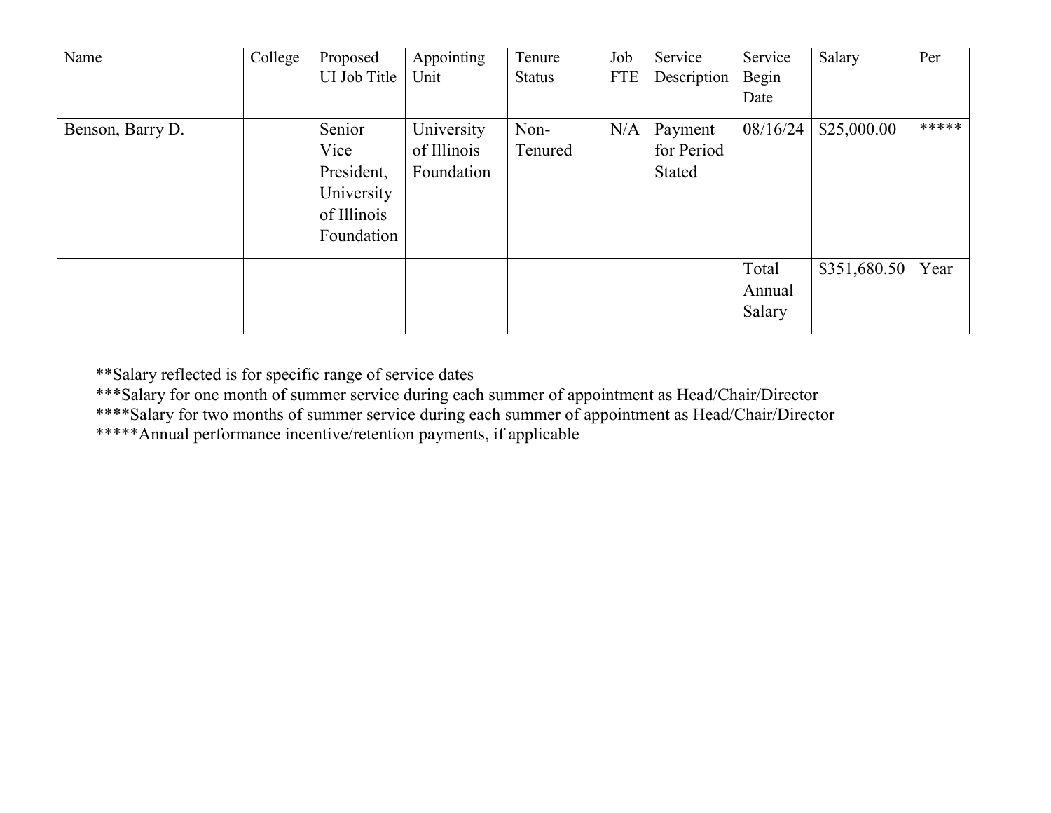| Name | College | Proposed UI Job Title | Appointing Unit | Tenure Status | Job FTE | Service Description | Service Begin Date | Salary | Per |
|---|---|---|---|---|---|---|---|---|---|
| Benson, Barry D. | | Senior Vice President, University of Illinois Foundation | University of Illinois Foundation | Non-Tenured | N/A | Payment for Period Stated | 08/16/24 | $25,000.00 | ***** |
| | | | | | | | Total Annual Salary | $351,680.50 | Year |

**Salary reflected is for specific range of service dates
***Salary for one month of summer service during each summer of appointment as Head/Chair/Director
****Salary for two months of summer service during each summer of appointment as Head/Chair/Director
*****Annual performance incentive/retention payments, if applicable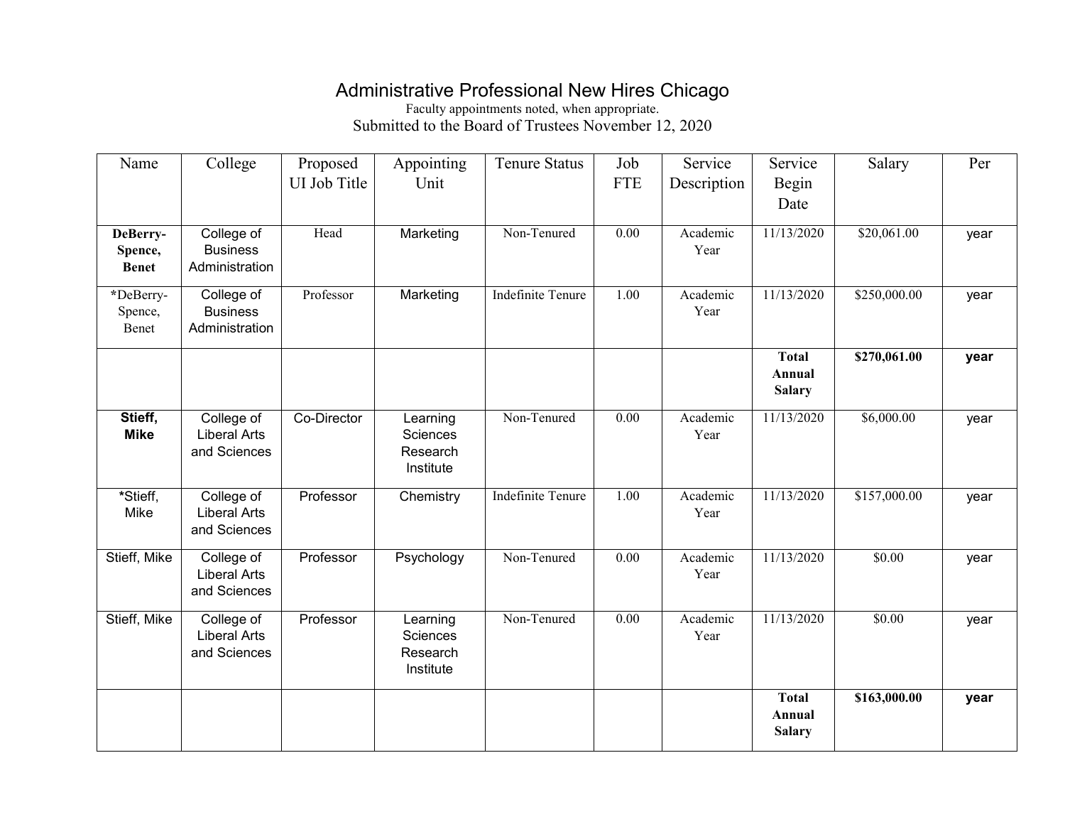# Administrative Professional New Hires Chicago

Faculty appointments noted, when appropriate.

Submitted to the Board of Trustees November 12, 2020

| Name | College | Proposed UI Job Title | Appointing Unit | Tenure Status | Job FTE | Service Description | Service Begin Date | Salary | Per |
|---|---|---|---|---|---|---|---|---|---|
| **DeBerry-Spence, Benet** | College of Business Administration | Head | Marketing | Non-Tenured | 0.00 | Academic Year | 11/13/2020 | $20,061.00 | year |
| *DeBerry-Spence, Benet | College of Business Administration | Professor | Marketing | Indefinite Tenure | 1.00 | Academic Year | 11/13/2020 | $250,000.00 | year |
| | | | | | | | **Total Annual Salary** | **$270,061.00** | **year** |
| **Stieff, Mike** | College of Liberal Arts and Sciences | Co-Director | Learning Sciences Research Institute | Non-Tenured | 0.00 | Academic Year | 11/13/2020 | $6,000.00 | year |
| *Stieff, Mike | College of Liberal Arts and Sciences | Professor | Chemistry | Indefinite Tenure | 1.00 | Academic Year | 11/13/2020 | $157,000.00 | year |
| Stieff, Mike | College of Liberal Arts and Sciences | Professor | Psychology | Non-Tenured | 0.00 | Academic Year | 11/13/2020 | $0.00 | year |
| Stieff, Mike | College of Liberal Arts and Sciences | Professor | Learning Sciences Research Institute | Non-Tenured | 0.00 | Academic Year | 11/13/2020 | $0.00 | year |
| | | | | | | | **Total Annual Salary** | **$163,000.00** | **year** |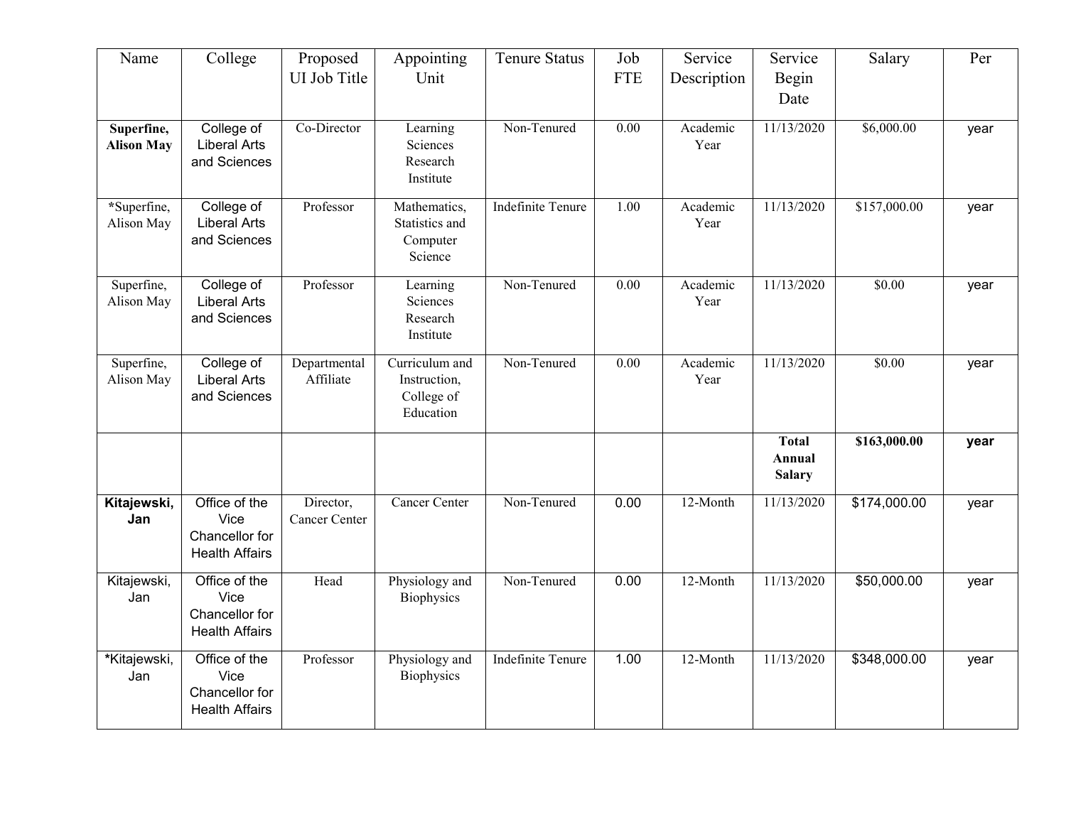| Name | College | Proposed UI Job Title | Appointing Unit | Tenure Status | Job FTE | Service Description | Service Begin Date | Salary | Per |
|---|---|---|---|---|---|---|---|---|---|
| **Superfine, Alison May** | College of Liberal Arts and Sciences | Co-Director | Learning Sciences Research Institute | Non-Tenured | 0.00 | Academic Year | 11/13/2020 | $6,000.00 | year |
| *Superfine, Alison May | College of Liberal Arts and Sciences | Professor | Mathematics, Statistics and Computer Science | Indefinite Tenure | 1.00 | Academic Year | 11/13/2020 | $157,000.00 | year |
| Superfine, Alison May | College of Liberal Arts and Sciences | Professor | Learning Sciences Research Institute | Non-Tenured | 0.00 | Academic Year | 11/13/2020 | $0.00 | year |
| Superfine, Alison May | College of Liberal Arts and Sciences | Departmental Affiliate | Curriculum and Instruction, College of Education | Non-Tenured | 0.00 | Academic Year | 11/13/2020 | $0.00 | year |
| | | | | | | | **Total Annual Salary** | **$163,000.00** | **year** |
| **Kitajewski, Jan** | Office of the Vice Chancellor for Health Affairs | Director, Cancer Center | Cancer Center | Non-Tenured | 0.00 | 12-Month | 11/13/2020 | $174,000.00 | year |
| Kitajewski, Jan | Office of the Vice Chancellor for Health Affairs | Head | Physiology and Biophysics | Non-Tenured | 0.00 | 12-Month | 11/13/2020 | $50,000.00 | year |
| *Kitajewski, Jan | Office of the Vice Chancellor for Health Affairs | Professor | Physiology and Biophysics | Indefinite Tenure | 1.00 | 12-Month | 11/13/2020 | $348,000.00 | year |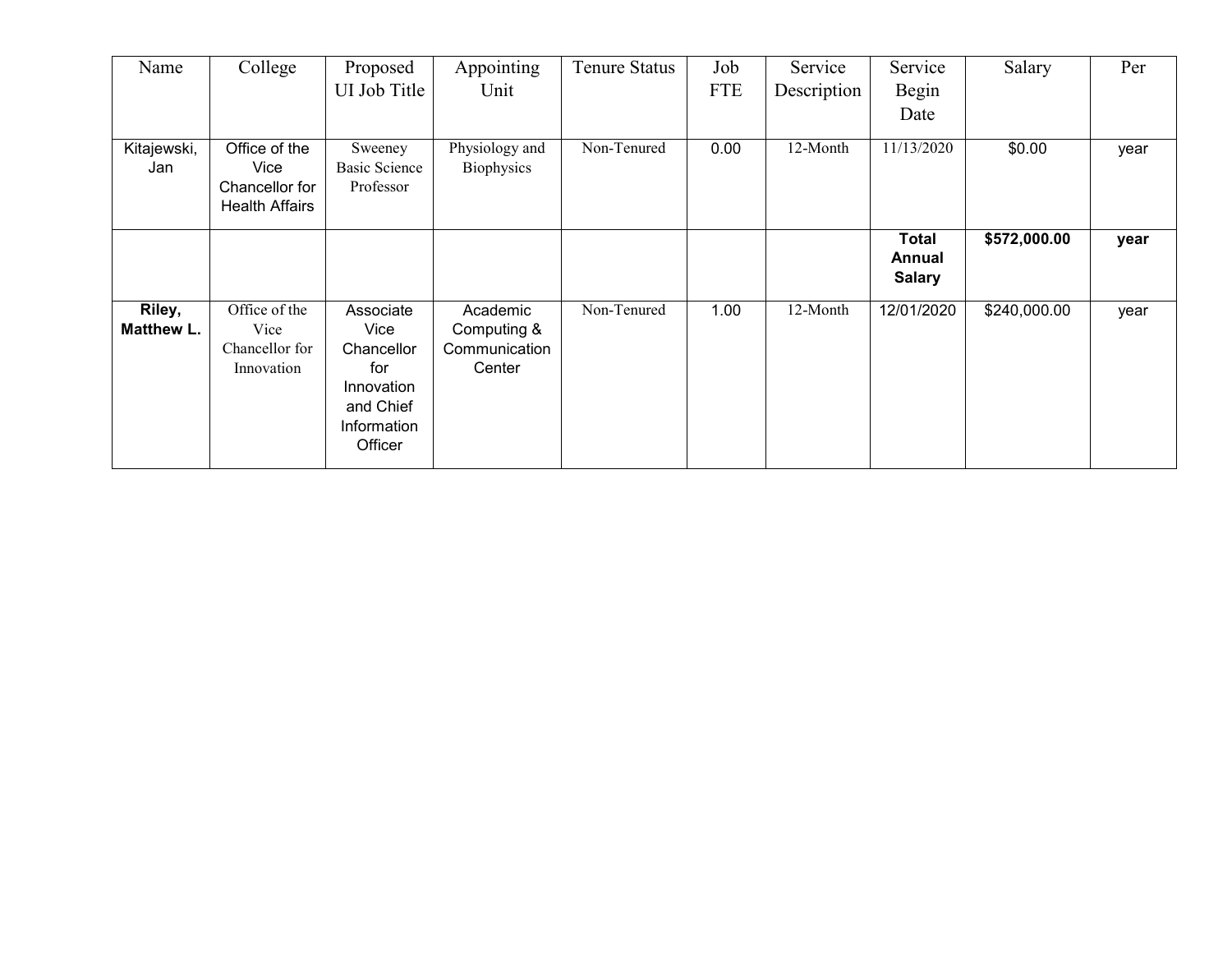| Name | College | Proposed UI Job Title | Appointing Unit | Tenure Status | Job FTE | Service Description | Service Begin Date | Salary | Per |
|---|---|---|---|---|---|---|---|---|---|
| Kitajewski, Jan | Office of the Vice Chancellor for Health Affairs | Sweeney Basic Science Professor | Physiology and Biophysics | Non-Tenured | 0.00 | 12-Month | 11/13/2020 | $0.00 | year |
| | | | | | | | **Total Annual Salary** | **$572,000.00** | **year** |
| **Riley, Matthew L.** | Office of the Vice Chancellor for Innovation | Associate Vice Chancellor for Innovation and Chief Information Officer | Academic Computing & Communication Center | Non-Tenured | 1.00 | 12-Month | 12/01/2020 | $240,000.00 | year |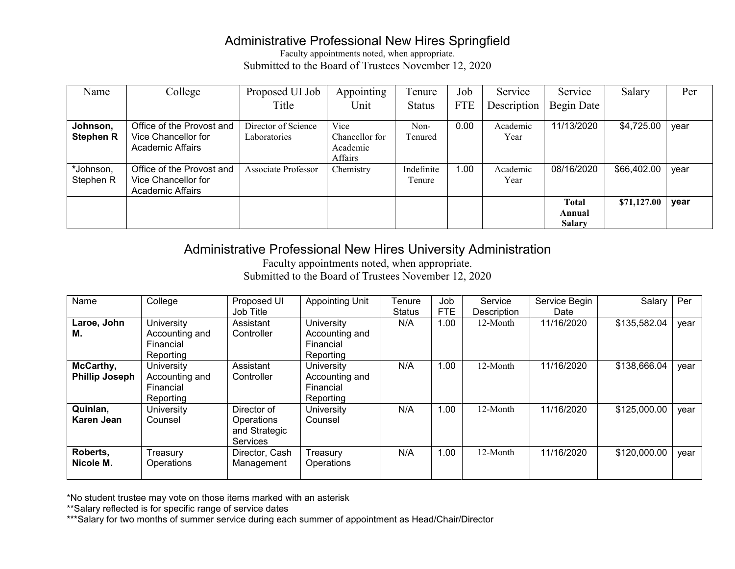# Administrative Professional New Hires Springfield

Faculty appointments noted, when appropriate.
Submitted to the Board of Trustees November 12, 2020

| Name | College | Proposed UI Job Title | Appointing Unit | Tenure Status | Job FTE | Service Description | Service Begin Date | Salary | Per |
|---|---|---|---|---|---|---|---|---|---|
| **Johnson, Stephen R** | Office of the Provost and Vice Chancellor for Academic Affairs | Director of Science Laboratories | Vice Chancellor for Academic Affairs | Non-Tenured | 0.00 | Academic Year | 11/13/2020 | $4,725.00 | year |
| *Johnson, Stephen R | Office of the Provost and Vice Chancellor for Academic Affairs | Associate Professor | Chemistry | Indefinite Tenure | 1.00 | Academic Year | 08/16/2020 | $66,402.00 | year |
| | | | | | | | **Total Annual Salary** | **$71,127.00** | **year** |

# Administrative Professional New Hires University Administration

Faculty appointments noted, when appropriate.
Submitted to the Board of Trustees November 12, 2020

| Name | College | Proposed UI Job Title | Appointing Unit | Tenure Status | Job FTE | Service Description | Service Begin Date | Salary | Per |
|---|---|---|---|---|---|---|---|---|---|
| **Laroe, John M.** | University Accounting and Financial Reporting | Assistant Controller | University Accounting and Financial Reporting | N/A | 1.00 | 12-Month | 11/16/2020 | $135,582.04 | year |
| **McCarthy, Phillip Joseph** | University Accounting and Financial Reporting | Assistant Controller | University Accounting and Financial Reporting | N/A | 1.00 | 12-Month | 11/16/2020 | $138,666.04 | year |
| **Quinlan, Karen Jean** | University Counsel | Director of Operations and Strategic Services | University Counsel | N/A | 1.00 | 12-Month | 11/16/2020 | $125,000.00 | year |
| **Roberts, Nicole M.** | Treasury Operations | Director, Cash Management | Treasury Operations | N/A | 1.00 | 12-Month | 11/16/2020 | $120,000.00 | year |

*No student trustee may vote on those items marked with an asterisk

**Salary reflected is for specific range of service dates

***Salary for two months of summer service during each summer of appointment as Head/Chair/Director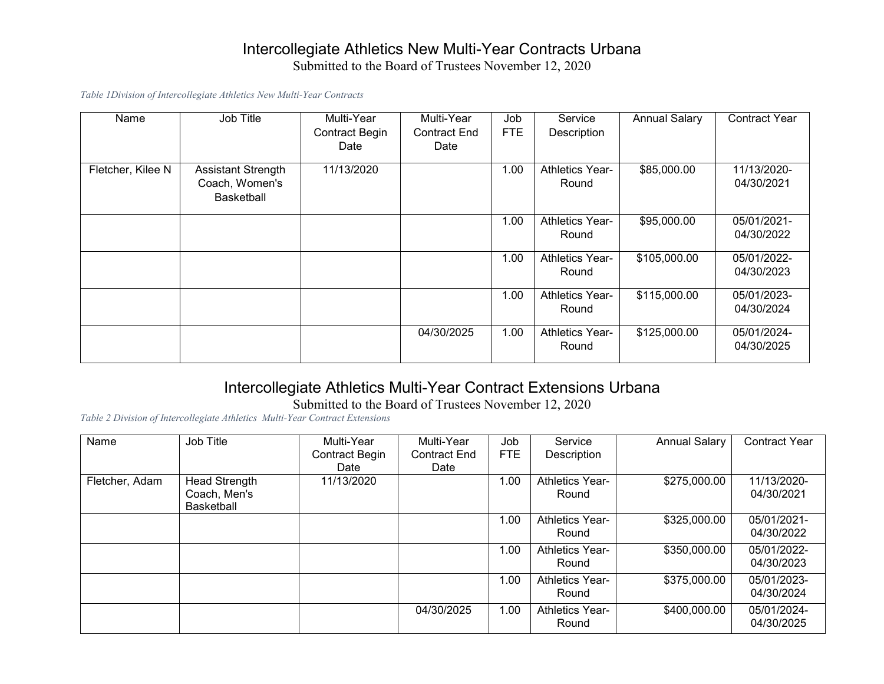# Intercollegiate Athletics New Multi-Year Contracts Urbana

Submitted to the Board of Trustees November 12, 2020

*Table 1Division of Intercollegiate Athletics New Multi-Year Contracts*

| Name | Job Title | Multi-Year Contract Begin Date | Multi-Year Contract End Date | Job FTE | Service Description | Annual Salary | Contract Year |
|---|---|---|---|---|---|---|---|
| Fletcher, Kilee N | Assistant Strength Coach, Women's Basketball | 11/13/2020 | | 1.00 | Athletics Year-Round | $85,000.00 | 11/13/2020-04/30/2021 |
| | | | | 1.00 | Athletics Year-Round | $95,000.00 | 05/01/2021-04/30/2022 |
| | | | | 1.00 | Athletics Year-Round | $105,000.00 | 05/01/2022-04/30/2023 |
| | | | | 1.00 | Athletics Year-Round | $115,000.00 | 05/01/2023-04/30/2024 |
| | | | 04/30/2025 | 1.00 | Athletics Year-Round | $125,000.00 | 05/01/2024-04/30/2025 |

# Intercollegiate Athletics Multi-Year Contract Extensions Urbana

Submitted to the Board of Trustees November 12, 2020

*Table 2 Division of Intercollegiate Athletics Multi-Year Contract Extensions*

| Name | Job Title | Multi-Year Contract Begin Date | Multi-Year Contract End Date | Job FTE | Service Description | Annual Salary | Contract Year |
|---|---|---|---|---|---|---|---|
| Fletcher, Adam | Head Strength Coach, Men's Basketball | 11/13/2020 | | 1.00 | Athletics Year-Round | $275,000.00 | 11/13/2020-04/30/2021 |
| | | | | 1.00 | Athletics Year-Round | $325,000.00 | 05/01/2021-04/30/2022 |
| | | | | 1.00 | Athletics Year-Round | $350,000.00 | 05/01/2022-04/30/2023 |
| | | | | 1.00 | Athletics Year-Round | $375,000.00 | 05/01/2023-04/30/2024 |
| | | | 04/30/2025 | 1.00 | Athletics Year-Round | $400,000.00 | 05/01/2024-04/30/2025 |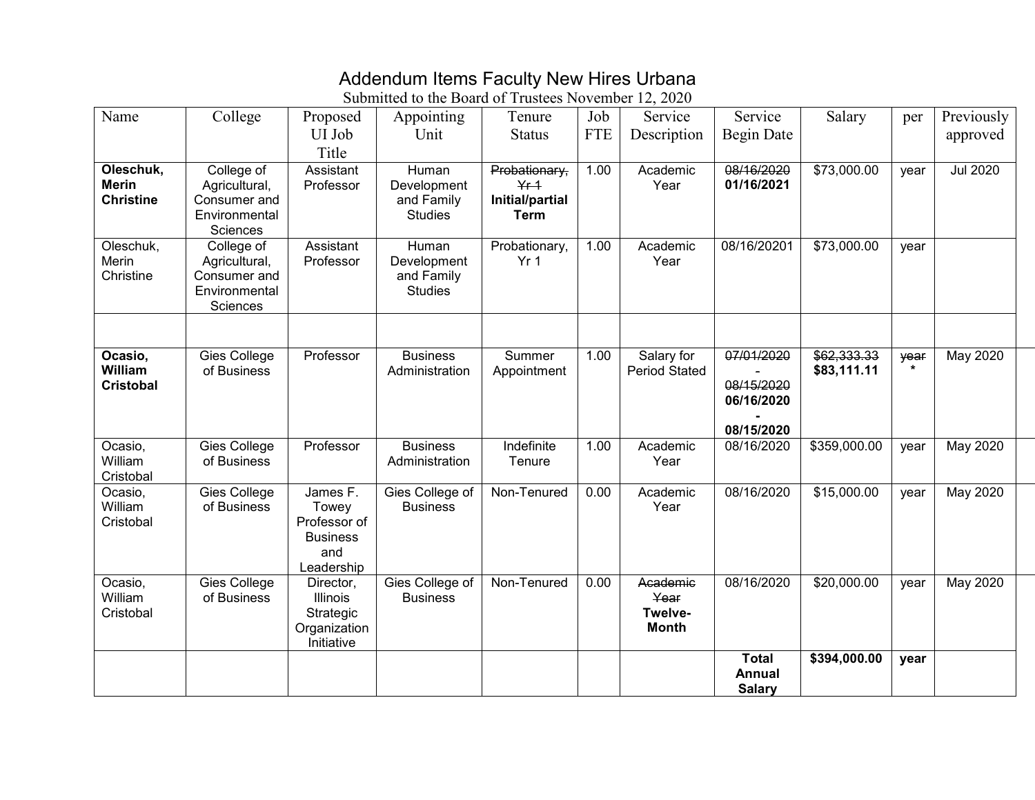# Addendum Items Faculty New Hires Urbana

Submitted to the Board of Trustees November 12, 2020

| Name | College | Proposed UI Job Title | Appointing Unit | Tenure Status | Job FTE | Service Description | Service Begin Date | Salary | per | Previously approved |
|---|---|---|---|---|---|---|---|---|---|---|
| **Oleschuk, Merin Christine** | College of Agricultural, Consumer and Environmental Sciences | Assistant Professor | Human Development and Family Studies | ~~Probationary, Yr 1~~ **Initial/partial Term** | 1.00 | Academic Year | ~~08/16/2020~~ **01/16/2021** | $73,000.00 | year | Jul 2020 |
| Oleschuk, Merin Christine | College of Agricultural, Consumer and Environmental Sciences | Assistant Professor | Human Development and Family Studies | Probationary, Yr 1 | 1.00 | Academic Year | 08/16/20201 | $73,000.00 | year | |
| | | | | | | | | | | |
| **Ocasio, William Cristobal** | Gies College of Business | Professor | Business Administration | Summer Appointment | 1.00 | Salary for Period Stated | ~~07/01/2020 - 08/15/2020~~ **06/16/2020 - 08/15/2020** | ~~$62,333.33~~ **$83,111.11** | ~~year~~ * | May 2020 |
| Ocasio, William Cristobal | Gies College of Business | Professor | Business Administration | Indefinite Tenure | 1.00 | Academic Year | 08/16/2020 | $359,000.00 | year | May 2020 |
| Ocasio, William Cristobal | Gies College of Business | James F. Towey Professor of Business and Leadership | Gies College of Business | Non-Tenured | 0.00 | Academic Year | 08/16/2020 | $15,000.00 | year | May 2020 |
| Ocasio, William Cristobal | Gies College of Business | Director, Illinois Strategic Organization Initiative | Gies College of Business | Non-Tenured | 0.00 | ~~Academic Year~~ **Twelve-Month** | 08/16/2020 | $20,000.00 | year | May 2020 |
| | | | | | | | **Total Annual Salary** | **$394,000.00** | **year** | |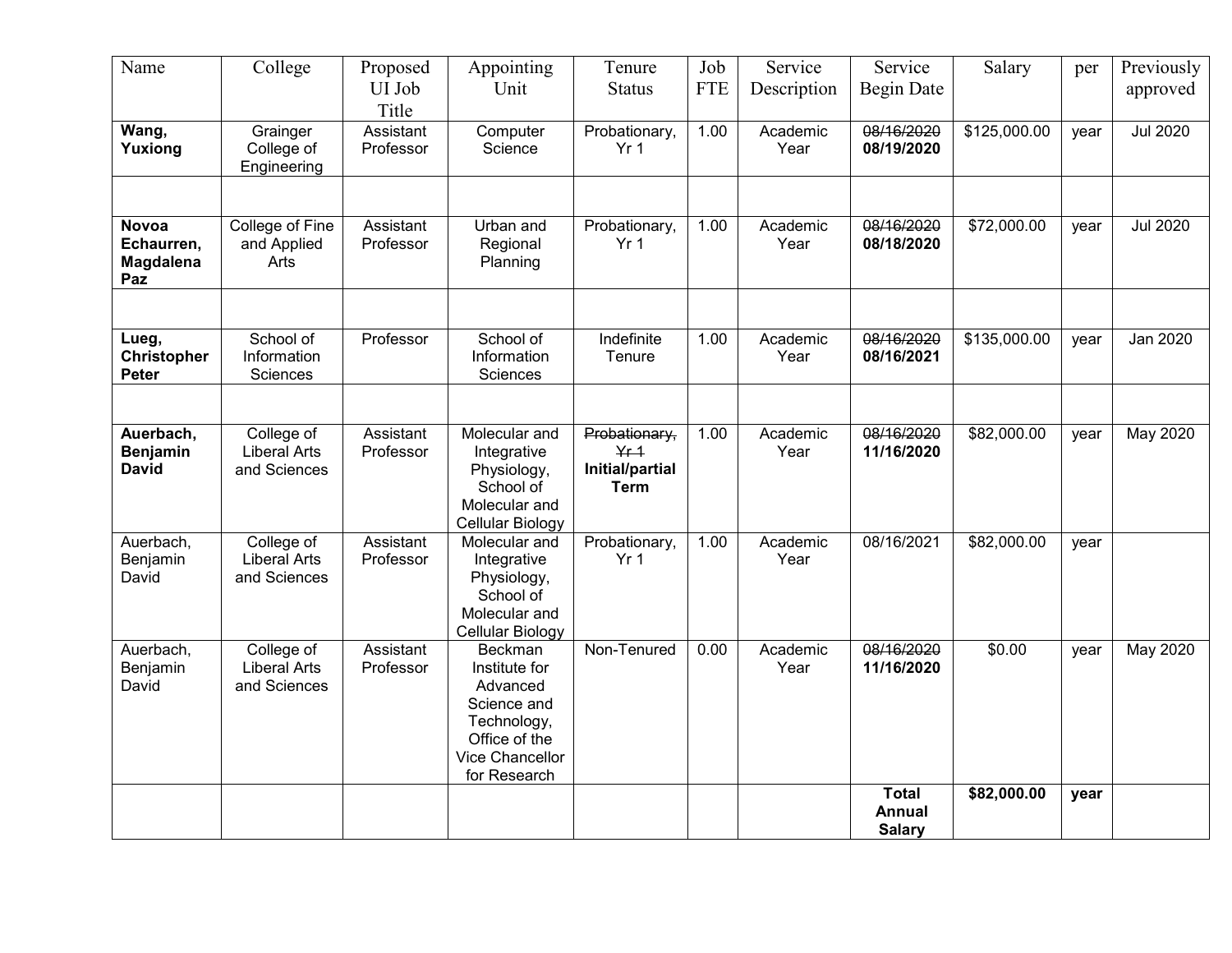| Name | College | Proposed UI Job Title | Appointing Unit | Tenure Status | Job FTE | Service Description | Service Begin Date | Salary | per | Previously approved |
|---|---|---|---|---|---|---|---|---|---|---|
| **Wang, Yuxiong** | Grainger College of Engineering | Assistant Professor | Computer Science | Probationary, Yr 1 | 1.00 | Academic Year | ~~08/16/2020~~ **08/19/2020** | $125,000.00 | year | Jul 2020 |
| | | | | | | | | | | |
| **Novoa Echaurren, Magdalena Paz** | College of Fine and Applied Arts | Assistant Professor | Urban and Regional Planning | Probationary, Yr 1 | 1.00 | Academic Year | ~~08/16/2020~~ **08/18/2020** | $72,000.00 | year | Jul 2020 |
| | | | | | | | | | | |
| **Lueg, Christopher Peter** | School of Information Sciences | Professor | School of Information Sciences | Indefinite Tenure | 1.00 | Academic Year | ~~08/16/2020~~ **08/16/2021** | $135,000.00 | year | Jan 2020 |
| | | | | | | | | | | |
| **Auerbach, Benjamin David** | College of Liberal Arts and Sciences | Assistant Professor | Molecular and Integrative Physiology, School of Molecular and Cellular Biology | ~~Probationary, Yr 1~~ **Initial/partial Term** | 1.00 | Academic Year | ~~08/16/2020~~ **11/16/2020** | $82,000.00 | year | May 2020 |
| Auerbach, Benjamin David | College of Liberal Arts and Sciences | Assistant Professor | Molecular and Integrative Physiology, School of Molecular and Cellular Biology | Probationary, Yr 1 | 1.00 | Academic Year | 08/16/2021 | $82,000.00 | year | |
| Auerbach, Benjamin David | College of Liberal Arts and Sciences | Assistant Professor | Beckman Institute for Advanced Science and Technology, Office of the Vice Chancellor for Research | Non-Tenured | 0.00 | Academic Year | ~~08/16/2020~~ **11/16/2020** | $0.00 | year | May 2020 |
| | | | | | | | **Total Annual Salary** | **$82,000.00** | **year** | |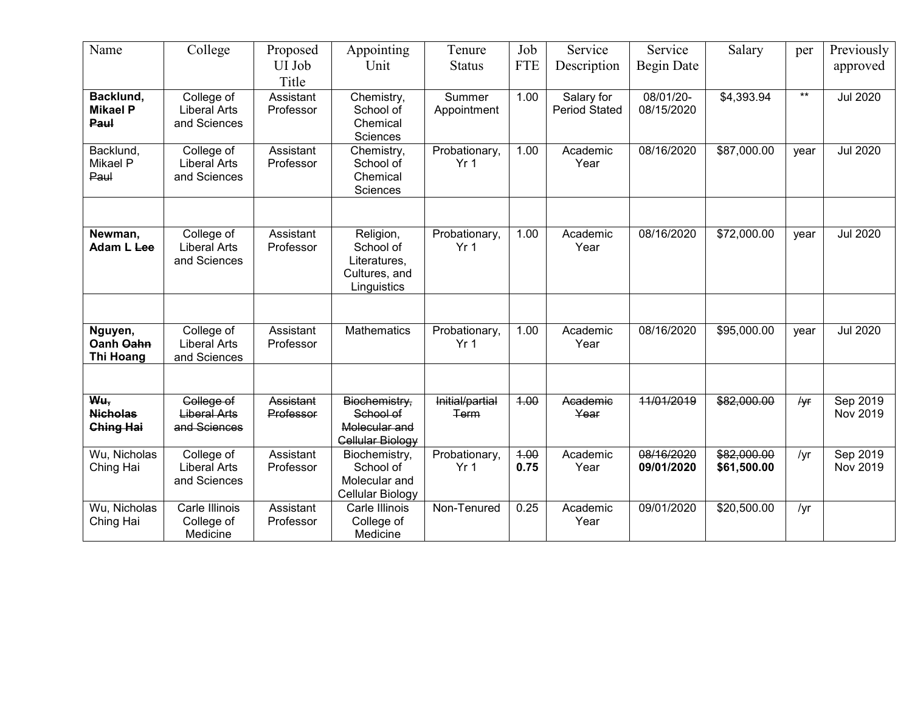| Name | College | Proposed UI Job Title | Appointing Unit | Tenure Status | Job FTE | Service Description | Service Begin Date | Salary | per | Previously approved |
|---|---|---|---|---|---|---|---|---|---|---|
| **Backlund, Mikael P** ~~**Paul**~~ | College of Liberal Arts and Sciences | Assistant Professor | Chemistry, School of Chemical Sciences | Summer Appointment | 1.00 | Salary for Period Stated | 08/01/20-08/15/2020 | $4,393.94 | ** | Jul 2020 |
| Backlund, Mikael P ~~Paul~~ | College of Liberal Arts and Sciences | Assistant Professor | Chemistry, School of Chemical Sciences | Probationary, Yr 1 | 1.00 | Academic Year | 08/16/2020 | $87,000.00 | year | Jul 2020 |
| | | | | | | | | | | |
| **Newman, Adam L** ~~**Lee**~~ | College of Liberal Arts and Sciences | Assistant Professor | Religion, School of Literatures, Cultures, and Linguistics | Probationary, Yr 1 | 1.00 | Academic Year | 08/16/2020 | $72,000.00 | year | Jul 2020 |
| | | | | | | | | | | |
| **Nguyen, Oanh** ~~**Oahn**~~ **Thi Hoang** | College of Liberal Arts and Sciences | Assistant Professor | Mathematics | Probationary, Yr 1 | 1.00 | Academic Year | 08/16/2020 | $95,000.00 | year | Jul 2020 |
| | | | | | | | | | | |
| ~~**Wu, Nicholas Ching Hai**~~ | ~~College of Liberal Arts and Sciences~~ | ~~Assistant Professor~~ | ~~Biochemistry, School of Molecular and Cellular Biology~~ | ~~Initial/partial Term~~ | ~~1.00~~ | ~~Academic Year~~ | ~~11/01/2019~~ | ~~$82,000.00~~ | ~~/yr~~ | Sep 2019 Nov 2019 |
| Wu, Nicholas Ching Hai | College of Liberal Arts and Sciences | Assistant Professor | Biochemistry, School of Molecular and Cellular Biology | Probationary, Yr 1 | ~~1.00~~ **0.75** | Academic Year | ~~08/16/2020~~ **09/01/2020** | ~~$82,000.00~~ **$61,500.00** | /yr | Sep 2019 Nov 2019 |
| Wu, Nicholas Ching Hai | Carle Illinois College of Medicine | Assistant Professor | Carle Illinois College of Medicine | Non-Tenured | 0.25 | Academic Year | 09/01/2020 | $20,500.00 | /yr | |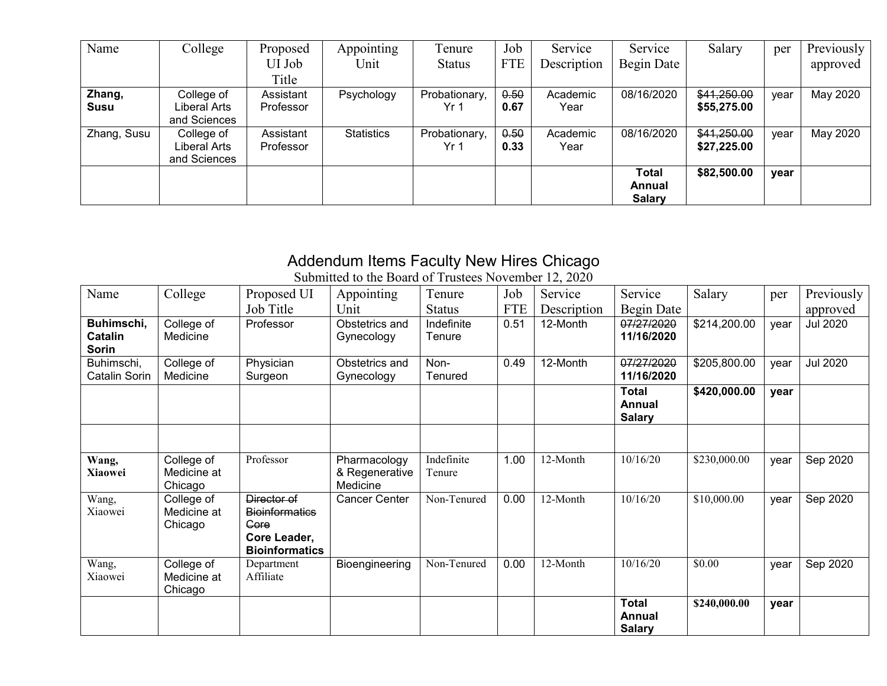| Name | College | Proposed UI Job Title | Appointing Unit | Tenure Status | Job FTE | Service Description | Service Begin Date | Salary | per | Previously approved |
|---|---|---|---|---|---|---|---|---|---|---|
| **Zhang, Susu** | College of Liberal Arts and Sciences | Assistant Professor | Psychology | Probationary, Yr 1 | ~~0.50~~ **0.67** | Academic Year | 08/16/2020 | ~~$41,250.00~~ **$55,275.00** | year | May 2020 |
| Zhang, Susu | College of Liberal Arts and Sciences | Assistant Professor | Statistics | Probationary, Yr 1 | ~~0.50~~ **0.33** | Academic Year | 08/16/2020 | ~~$41,250.00~~ **$27,225.00** | year | May 2020 |
| | | | | | | | **Total Annual Salary** | **$82,500.00** | **year** | |

## Addendum Items Faculty New Hires Chicago

Submitted to the Board of Trustees November 12, 2020

| Name | College | Proposed UI Job Title | Appointing Unit | Tenure Status | Job FTE | Service Description | Service Begin Date | Salary | per | Previously approved |
|---|---|---|---|---|---|---|---|---|---|---|
| **Buhimschi, Catalin Sorin** | College of Medicine | Professor | Obstetrics and Gynecology | Indefinite Tenure | 0.51 | 12-Month | ~~07/27/2020~~ **11/16/2020** | $214,200.00 | year | Jul 2020 |
| Buhimschi, Catalin Sorin | College of Medicine | Physician Surgeon | Obstetrics and Gynecology | Non-Tenured | 0.49 | 12-Month | ~~07/27/2020~~ **11/16/2020** | $205,800.00 | year | Jul 2020 |
| | | | | | | | **Total Annual Salary** | **$420,000.00** | **year** | |
| | | | | | | | | | | |
| **Wang, Xiaowei** | College of Medicine at Chicago | Professor | Pharmacology & Regenerative Medicine | Indefinite Tenure | 1.00 | 12-Month | 10/16/20 | $230,000.00 | year | Sep 2020 |
| Wang, Xiaowei | College of Medicine at Chicago | ~~Director of Bioinformatics Core~~ **Core Leader, Bioinformatics** | Cancer Center | Non-Tenured | 0.00 | 12-Month | 10/16/20 | $10,000.00 | year | Sep 2020 |
| Wang, Xiaowei | College of Medicine at Chicago | Department Affiliate | Bioengineering | Non-Tenured | 0.00 | 12-Month | 10/16/20 | $0.00 | year | Sep 2020 |
| | | | | | | | **Total Annual Salary** | **$240,000.00** | **year** | |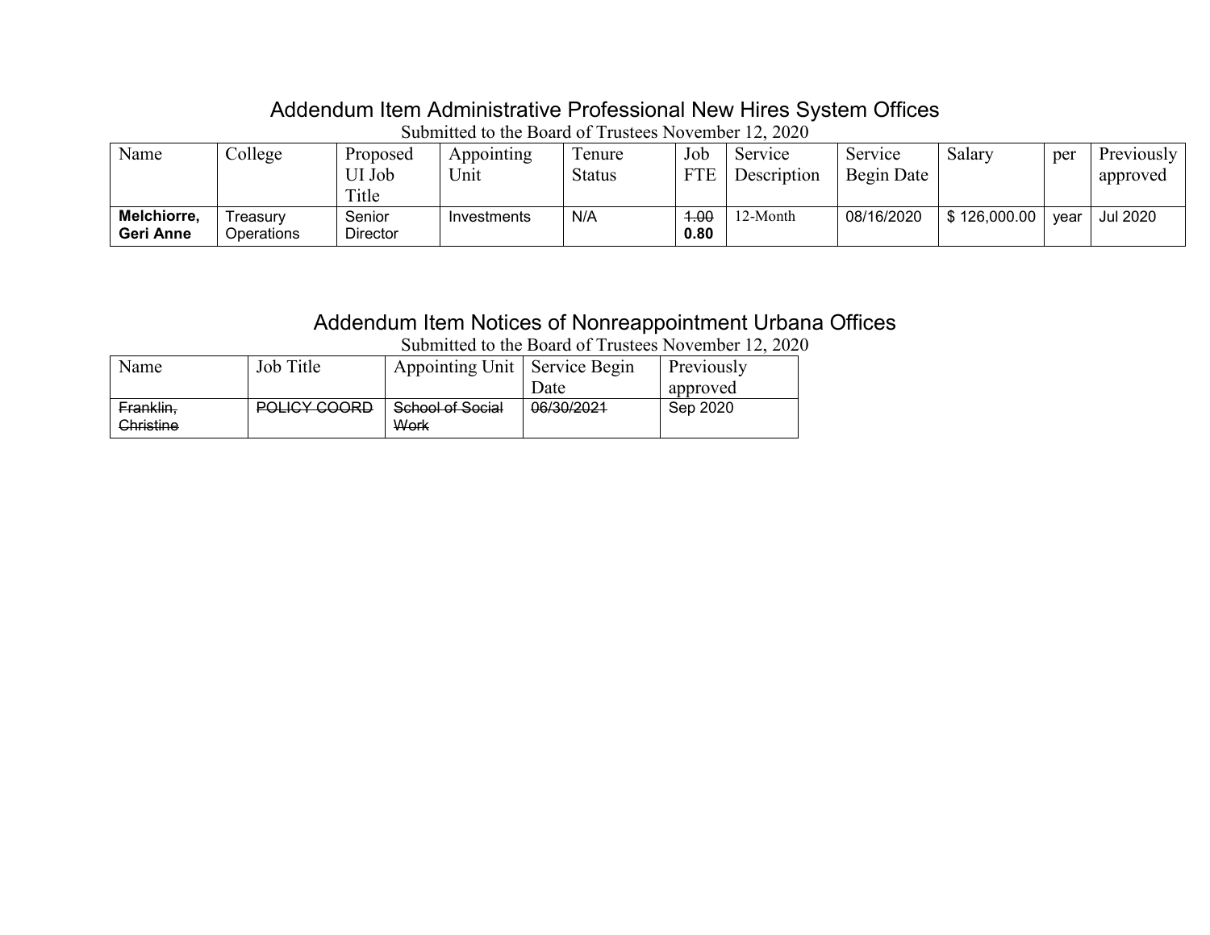## Addendum Item Administrative Professional New Hires System Offices

Submitted to the Board of Trustees November 12, 2020

| Name | College | Proposed UI Job Title | Appointing Unit | Tenure Status | Job FTE | Service Description | Service Begin Date | Salary | per | Previously approved |
|---|---|---|---|---|---|---|---|---|---|---|
| **Melchiorre, Geri Anne** | Treasury Operations | Senior Director | Investments | N/A | ~~1.00~~ **0.80** | 12-Month | 08/16/2020 | $ 126,000.00 | year | Jul 2020 |

## Addendum Item Notices of Nonreappointment Urbana Offices

Submitted to the Board of Trustees November 12, 2020

| Name | Job Title | Appointing Unit | Service Begin Date | Previously approved |
|---|---|---|---|---|
| ~~Franklin, Christine~~ | ~~POLICY COORD~~ | ~~School of Social Work~~ | ~~06/30/2021~~ | Sep 2020 |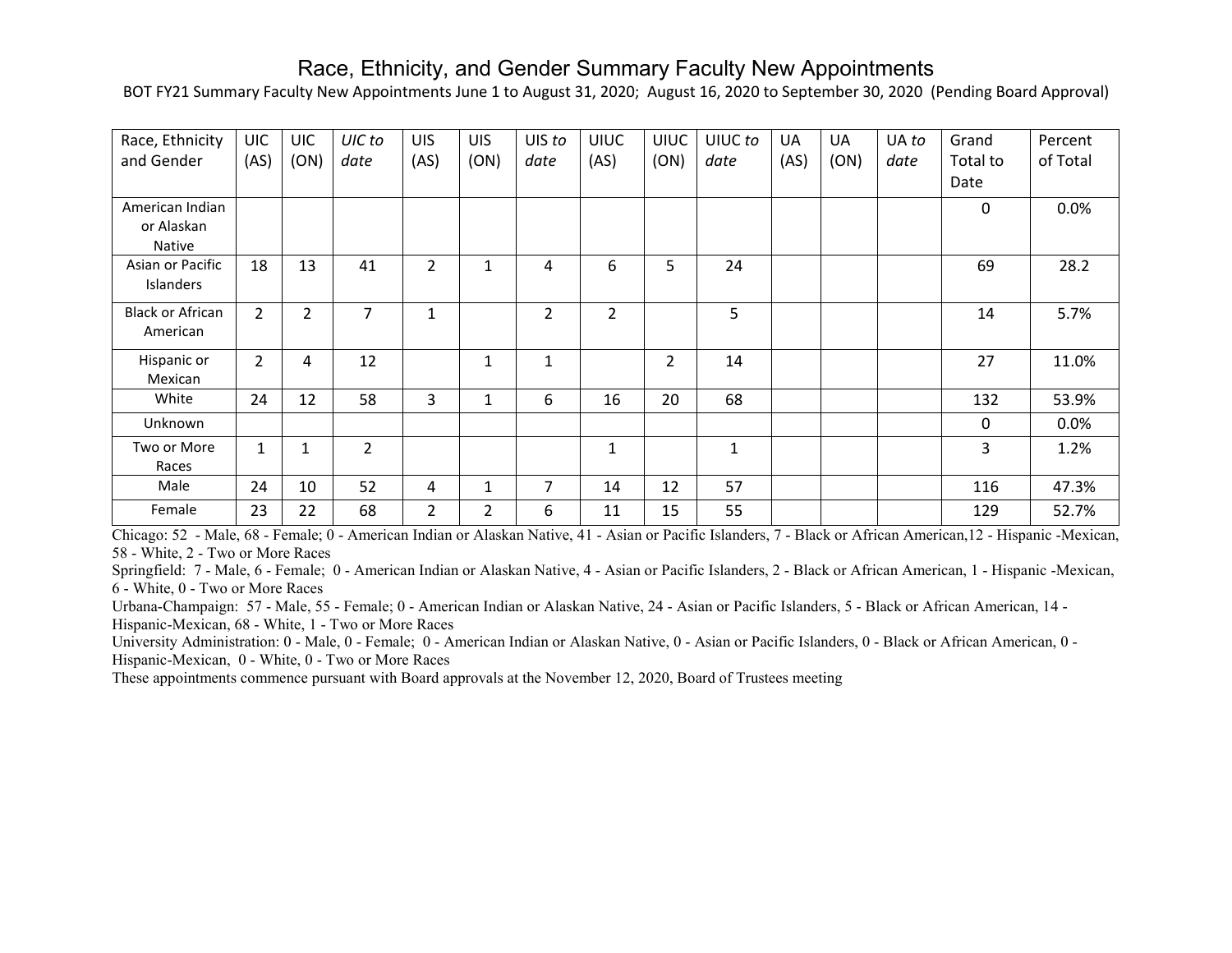# Race, Ethnicity, and Gender Summary Faculty New Appointments

BOT FY21 Summary Faculty New Appointments June 1 to August 31, 2020; August 16, 2020 to September 30, 2020 (Pending Board Approval)

| Race, Ethnicity and Gender | UIC (AS) | UIC (ON) | *UIC to date* | UIS (AS) | UIS (ON) | UIS *to date* | UIUC (AS) | UIUC (ON) | UIUC *to date* | UA (AS) | UA (ON) | UA *to date* | Grand Total to Date | Percent of Total |
|---|---|---|---|---|---|---|---|---|---|---|---|---|---|---|
| American Indian or Alaskan Native | | | | | | | | | | | | | 0 | 0.0% |
| Asian or Pacific Islanders | 18 | 13 | 41 | 2 | 1 | 4 | 6 | 5 | 24 | | | | 69 | 28.2 |
| Black or African American | 2 | 2 | 7 | 1 | | 2 | 2 | | 5 | | | | 14 | 5.7% |
| Hispanic or Mexican | 2 | 4 | 12 | | 1 | 1 | | 2 | 14 | | | | 27 | 11.0% |
| White | 24 | 12 | 58 | 3 | 1 | 6 | 16 | 20 | 68 | | | | 132 | 53.9% |
| Unknown | | | | | | | | | | | | | 0 | 0.0% |
| Two or More Races | 1 | 1 | 2 | | | | 1 | | 1 | | | | 3 | 1.2% |
| Male | 24 | 10 | 52 | 4 | 1 | 7 | 14 | 12 | 57 | | | | 116 | 47.3% |
| Female | 23 | 22 | 68 | 2 | 2 | 6 | 11 | 15 | 55 | | | | 129 | 52.7% |

Chicago: 52 - Male, 68 - Female; 0 - American Indian or Alaskan Native, 41 - Asian or Pacific Islanders, 7 - Black or African American,12 - Hispanic -Mexican, 58 - White, 2 - Two or More Races

Springfield: 7 - Male, 6 - Female; 0 - American Indian or Alaskan Native, 4 - Asian or Pacific Islanders, 2 - Black or African American, 1 - Hispanic -Mexican, 6 - White, 0 - Two or More Races

Urbana-Champaign: 57 - Male, 55 - Female; 0 - American Indian or Alaskan Native, 24 - Asian or Pacific Islanders, 5 - Black or African American, 14 - Hispanic-Mexican, 68 - White, 1 - Two or More Races

University Administration: 0 - Male, 0 - Female; 0 - American Indian or Alaskan Native, 0 - Asian or Pacific Islanders, 0 - Black or African American, 0 - Hispanic-Mexican, 0 - White, 0 - Two or More Races

These appointments commence pursuant with Board approvals at the November 12, 2020, Board of Trustees meeting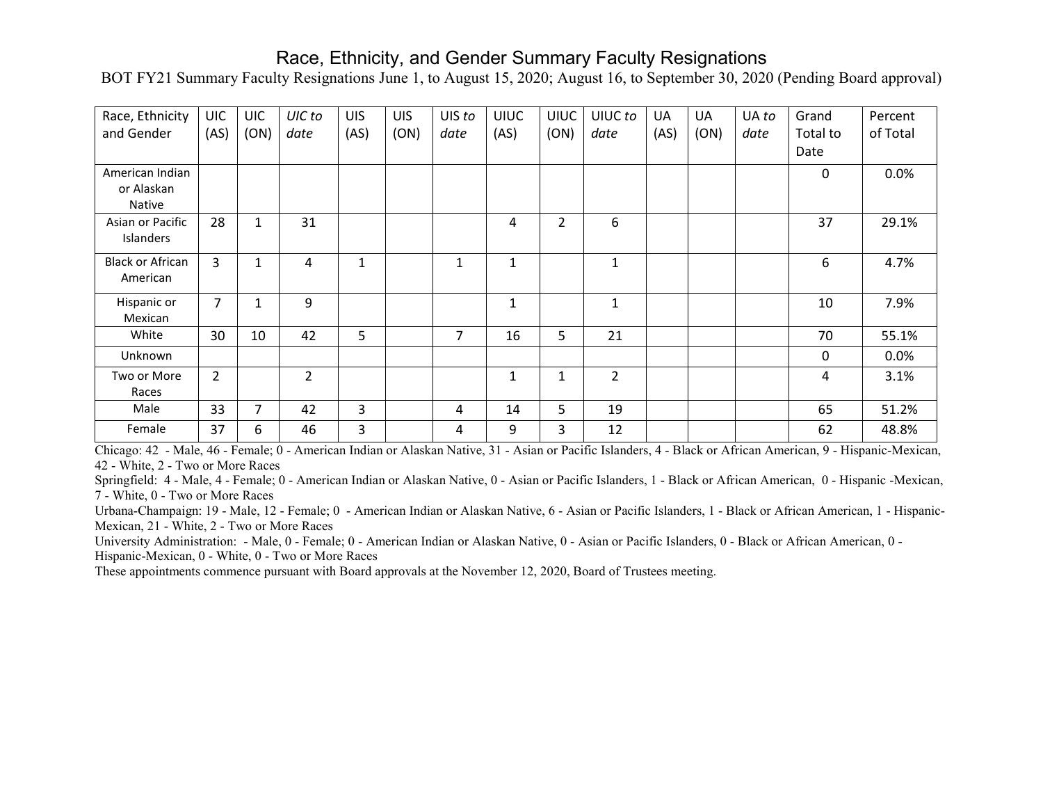# Race, Ethnicity, and Gender Summary Faculty Resignations

BOT FY21 Summary Faculty Resignations June 1, to August 15, 2020; August 16, to September 30, 2020 (Pending Board approval)

| Race, Ethnicity and Gender | UIC (AS) | UIC (ON) | *UIC to date* | UIS (AS) | UIS (ON) | UIS *to date* | UIUC (AS) | UIUC (ON) | UIUC *to date* | UA (AS) | UA (ON) | UA *to date* | Grand Total to Date | Percent of Total |
|---|---|---|---|---|---|---|---|---|---|---|---|---|---|---|
| American Indian or Alaskan Native | | | | | | | | | | | | | 0 | 0.0% |
| Asian or Pacific Islanders | 28 | 1 | 31 | | | | 4 | 2 | 6 | | | | 37 | 29.1% |
| Black or African American | 3 | 1 | 4 | 1 | | 1 | 1 | | 1 | | | | 6 | 4.7% |
| Hispanic or Mexican | 7 | 1 | 9 | | | | 1 | | 1 | | | | 10 | 7.9% |
| White | 30 | 10 | 42 | 5 | | 7 | 16 | 5 | 21 | | | | 70 | 55.1% |
| Unknown | | | | | | | | | | | | | 0 | 0.0% |
| Two or More Races | 2 | | 2 | | | | 1 | 1 | 2 | | | | 4 | 3.1% |
| Male | 33 | 7 | 42 | 3 | | 4 | 14 | 5 | 19 | | | | 65 | 51.2% |
| Female | 37 | 6 | 46 | 3 | | 4 | 9 | 3 | 12 | | | | 62 | 48.8% |

Chicago: 42 - Male, 46 - Female; 0 - American Indian or Alaskan Native, 31 - Asian or Pacific Islanders, 4 - Black or African American, 9 - Hispanic-Mexican, 42 - White, 2 - Two or More Races

Springfield: 4 - Male, 4 - Female; 0 - American Indian or Alaskan Native, 0 - Asian or Pacific Islanders, 1 - Black or African American, 0 - Hispanic -Mexican, 7 - White, 0 - Two or More Races

Urbana-Champaign: 19 - Male, 12 - Female; 0 - American Indian or Alaskan Native, 6 - Asian or Pacific Islanders, 1 - Black or African American, 1 - Hispanic-Mexican, 21 - White, 2 - Two or More Races

University Administration: - Male, 0 - Female; 0 - American Indian or Alaskan Native, 0 - Asian or Pacific Islanders, 0 - Black or African American, 0 - Hispanic-Mexican, 0 - White, 0 - Two or More Races

These appointments commence pursuant with Board approvals at the November 12, 2020, Board of Trustees meeting.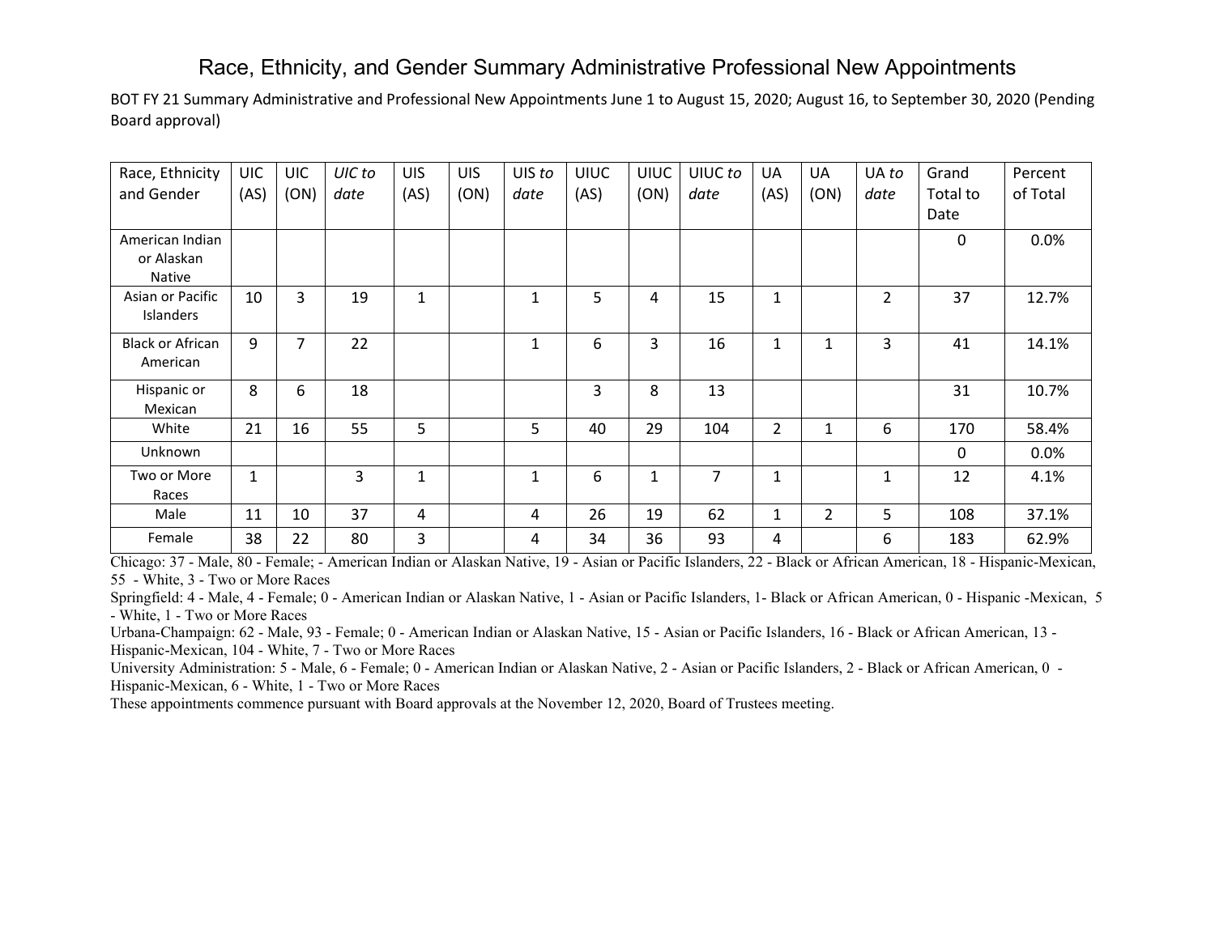# Race, Ethnicity, and Gender Summary Administrative Professional New Appointments

BOT FY 21 Summary Administrative and Professional New Appointments June 1 to August 15, 2020; August 16, to September 30, 2020 (Pending Board approval)

| Race, Ethnicity and Gender | UIC (AS) | UIC (ON) | *UIC to date* | UIS (AS) | UIS (ON) | UIS *to date* | UIUC (AS) | UIUC (ON) | UIUC *to date* | UA (AS) | UA (ON) | UA *to date* | Grand Total to Date | Percent of Total |
|---|---|---|---|---|---|---|---|---|---|---|---|---|---|---|
| American Indian or Alaskan Native | | | | | | | | | | | | | 0 | 0.0% |
| Asian or Pacific Islanders | 10 | 3 | 19 | 1 | | 1 | 5 | 4 | 15 | 1 | | 2 | 37 | 12.7% |
| Black or African American | 9 | 7 | 22 | | | 1 | 6 | 3 | 16 | 1 | 1 | 3 | 41 | 14.1% |
| Hispanic or Mexican | 8 | 6 | 18 | | | | 3 | 8 | 13 | | | | 31 | 10.7% |
| White | 21 | 16 | 55 | 5 | | 5 | 40 | 29 | 104 | 2 | 1 | 6 | 170 | 58.4% |
| Unknown | | | | | | | | | | | | | 0 | 0.0% |
| Two or More Races | 1 | | 3 | 1 | | 1 | 6 | 1 | 7 | 1 | | 1 | 12 | 4.1% |
| Male | 11 | 10 | 37 | 4 | | 4 | 26 | 19 | 62 | 1 | 2 | 5 | 108 | 37.1% |
| Female | 38 | 22 | 80 | 3 | | 4 | 34 | 36 | 93 | 4 | | 6 | 183 | 62.9% |

Chicago: 37 - Male, 80 - Female; - American Indian or Alaskan Native, 19 - Asian or Pacific Islanders, 22 - Black or African American, 18 - Hispanic-Mexican, 55 - White, 3 - Two or More Races

Springfield: 4 - Male, 4 - Female; 0 - American Indian or Alaskan Native, 1 - Asian or Pacific Islanders, 1- Black or African American, 0 - Hispanic -Mexican, 5 - White, 1 - Two or More Races

Urbana-Champaign: 62 - Male, 93 - Female; 0 - American Indian or Alaskan Native, 15 - Asian or Pacific Islanders, 16 - Black or African American, 13 - Hispanic-Mexican, 104 - White, 7 - Two or More Races

University Administration: 5 - Male, 6 - Female; 0 - American Indian or Alaskan Native, 2 - Asian or Pacific Islanders, 2 - Black or African American, 0 - Hispanic-Mexican, 6 - White, 1 - Two or More Races

These appointments commence pursuant with Board approvals at the November 12, 2020, Board of Trustees meeting.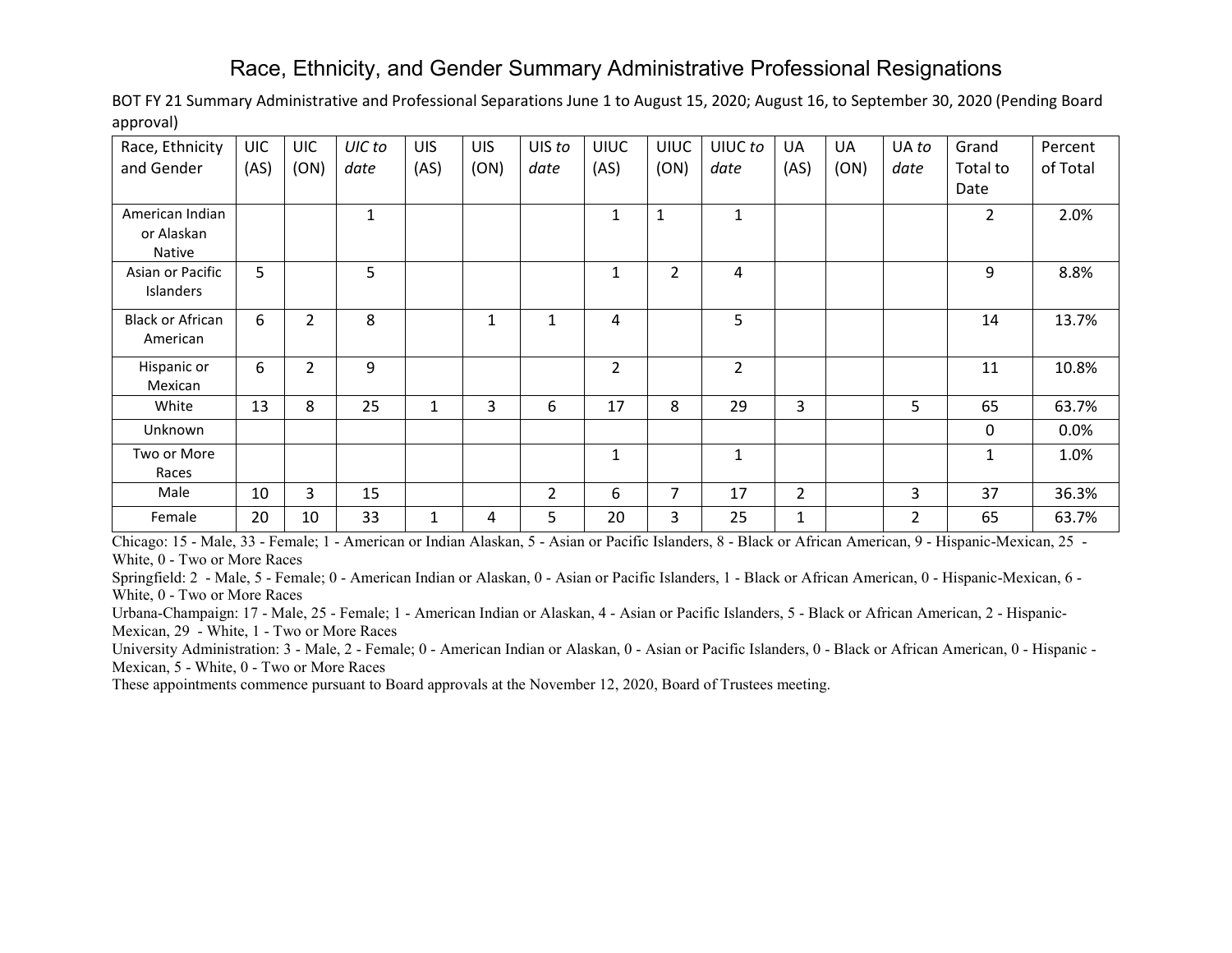# Race, Ethnicity, and Gender Summary Administrative Professional Resignations

BOT FY 21 Summary Administrative and Professional Separations June 1 to August 15, 2020; August 16, to September 30, 2020 (Pending Board approval)

| Race, Ethnicity and Gender | UIC (AS) | UIC (ON) | *UIC to date* | UIS (AS) | UIS (ON) | UIS *to date* | UIUC (AS) | UIUC (ON) | UIUC *to date* | UA (AS) | UA (ON) | UA *to date* | Grand Total to Date | Percent of Total |
|---|---|---|---|---|---|---|---|---|---|---|---|---|---|---|
| American Indian or Alaskan Native | | | 1 | | | | 1 | 1 | 1 | | | | 2 | 2.0% |
| Asian or Pacific Islanders | 5 | | 5 | | | | 1 | 2 | 4 | | | | 9 | 8.8% |
| Black or African American | 6 | 2 | 8 | | 1 | 1 | 4 | | 5 | | | | 14 | 13.7% |
| Hispanic or Mexican | 6 | 2 | 9 | | | | 2 | | 2 | | | | 11 | 10.8% |
| White | 13 | 8 | 25 | 1 | 3 | 6 | 17 | 8 | 29 | 3 | | 5 | 65 | 63.7% |
| Unknown | | | | | | | | | | | | | 0 | 0.0% |
| Two or More Races | | | | | | | 1 | | 1 | | | | 1 | 1.0% |
| Male | 10 | 3 | 15 | | | 2 | 6 | 7 | 17 | 2 | | 3 | 37 | 36.3% |
| Female | 20 | 10 | 33 | 1 | 4 | 5 | 20 | 3 | 25 | 1 | | 2 | 65 | 63.7% |

Chicago: 15 - Male, 33 - Female; 1 - American or Indian Alaskan, 5 - Asian or Pacific Islanders, 8 - Black or African American, 9 - Hispanic-Mexican, 25 - White, 0 - Two or More Races

Springfield: 2 - Male, 5 - Female; 0 - American Indian or Alaskan, 0 - Asian or Pacific Islanders, 1 - Black or African American, 0 - Hispanic-Mexican, 6 - White, 0 - Two or More Races

Urbana-Champaign: 17 - Male, 25 - Female; 1 - American Indian or Alaskan, 4 - Asian or Pacific Islanders, 5 - Black or African American, 2 - Hispanic-Mexican, 29 - White, 1 - Two or More Races

University Administration: 3 - Male, 2 - Female; 0 - American Indian or Alaskan, 0 - Asian or Pacific Islanders, 0 - Black or African American, 0 - Hispanic - Mexican, 5 - White, 0 - Two or More Races

These appointments commence pursuant to Board approvals at the November 12, 2020, Board of Trustees meeting.